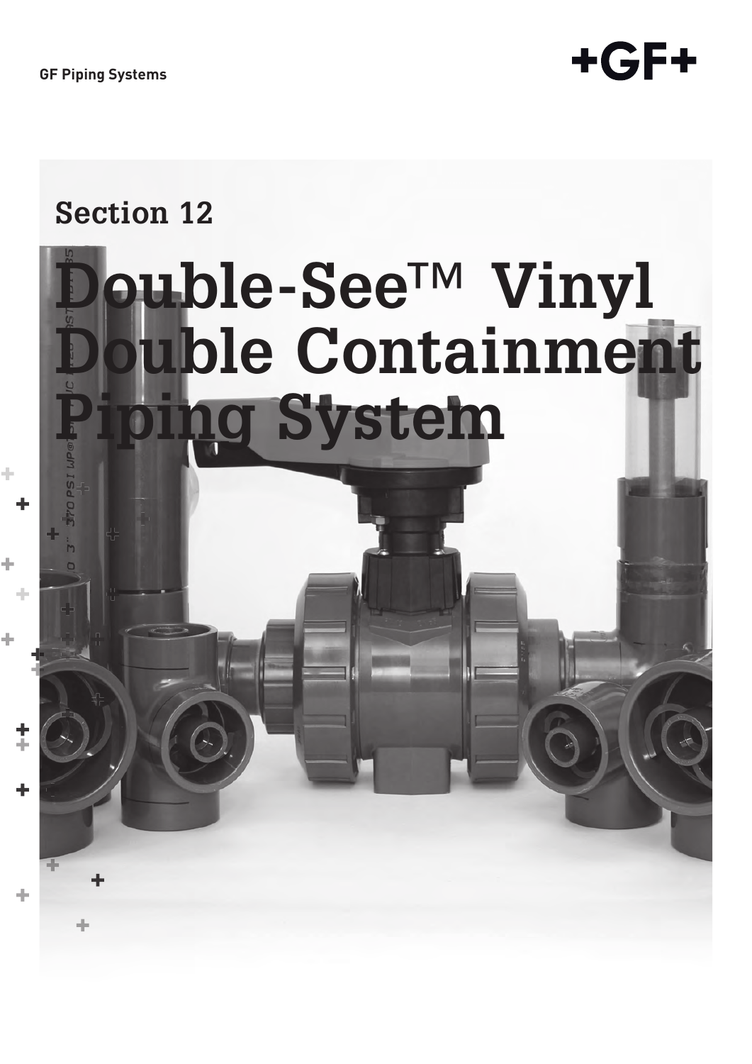GF Piping Systems

## Section 12

# Double-See™ Vinyl Double Containment Piping System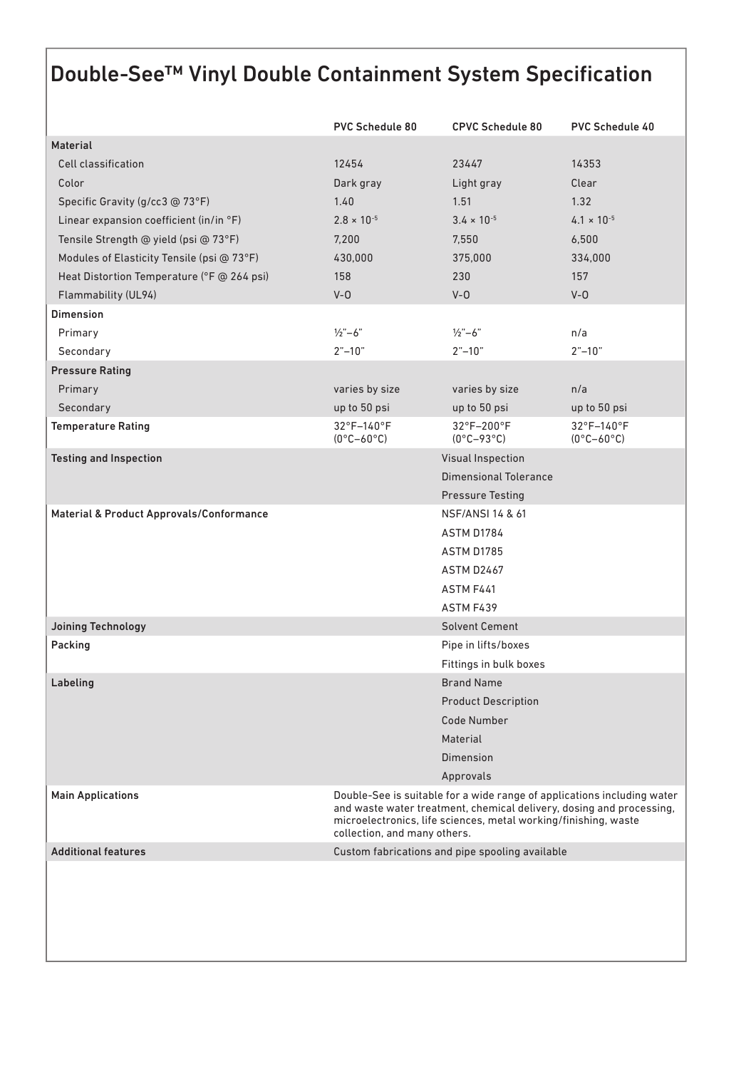# Double-See™ Vinyl Double Containment System Specification

| | PVC Schedule 80 | CPVC Schedule 80 | PVC Schedule 40 |
|---|---|---|---|
| **Material** | | | |
| Cell classification | 12454 | 23447 | 14353 |
| Color | Dark gray | Light gray | Clear |
| Specific Gravity (g/cc3 @ 73°F) | 1.40 | 1.51 | 1.32 |
| Linear expansion coefficient (in/in °F) | $2.8 \times 10^{-5}$ | $3.4 \times 10^{-5}$ | $4.1 \times 10^{-5}$ |
| Tensile Strength @ yield (psi @ 73°F) | 7,200 | 7,550 | 6,500 |
| Modules of Elasticity Tensile (psi @ 73°F) | 430,000 | 375,000 | 334,000 |
| Heat Distortion Temperature (°F @ 264 psi) | 158 | 230 | 157 |
| Flammability (UL94) | V-0 | V-0 | V-0 |
| **Dimension** | | | |
| Primary | ½"–6" | ½"–6" | n/a |
| Secondary | 2"–10" | 2"–10" | 2"–10" |
| **Pressure Rating** | | | |
| Primary | varies by size | varies by size | n/a |
| Secondary | up to 50 psi | up to 50 psi | up to 50 psi |
| **Temperature Rating** | 32°F–140°F (0°C–60°C) | 32°F–200°F (0°C–93°C) | 32°F–140°F (0°C–60°C) |
| **Testing and Inspection** | Visual Inspection<br>Dimensional Tolerance<br>Pressure Testing | | |
| **Material & Product Approvals/Conformance** | NSF/ANSI 14 & 61<br>ASTM D1784<br>ASTM D1785<br>ASTM D2467<br>ASTM F441<br>ASTM F439 | | |
| **Joining Technology** | Solvent Cement | | |
| **Packing** | Pipe in lifts/boxes<br>Fittings in bulk boxes | | |
| **Labeling** | Brand Name<br>Product Description<br>Code Number<br>Material<br>Dimension<br>Approvals | | |
| **Main Applications** | Double-See is suitable for a wide range of applications including water and waste water treatment, chemical delivery, dosing and processing, microelectronics, life sciences, metal working/finishing, waste collection, and many others. | | |
| **Additional features** | Custom fabrications and pipe spooling available | | |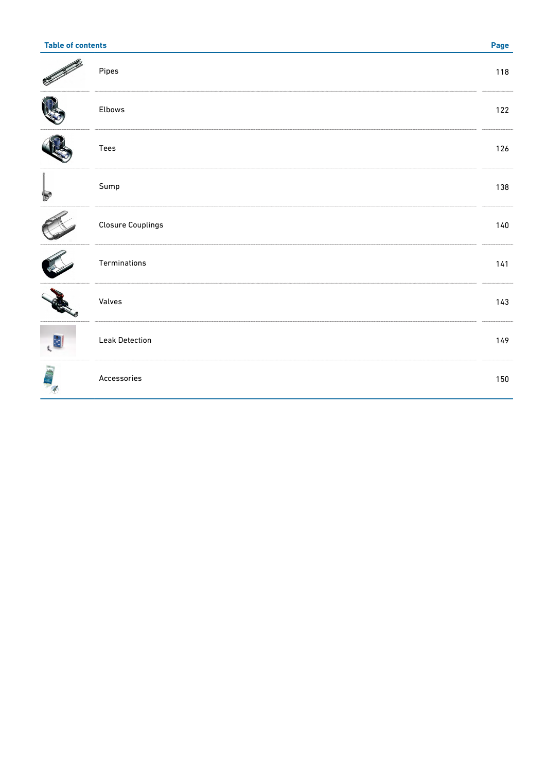| Table of contents | Page |
|---|---|
| Pipes | 118 |
| Elbows | 122 |
| Tees | 126 |
| Sump | 138 |
| Closure Couplings | 140 |
| Terminations | 141 |
| Valves | 143 |
| Leak Detection | 149 |
| Accessories | 150 |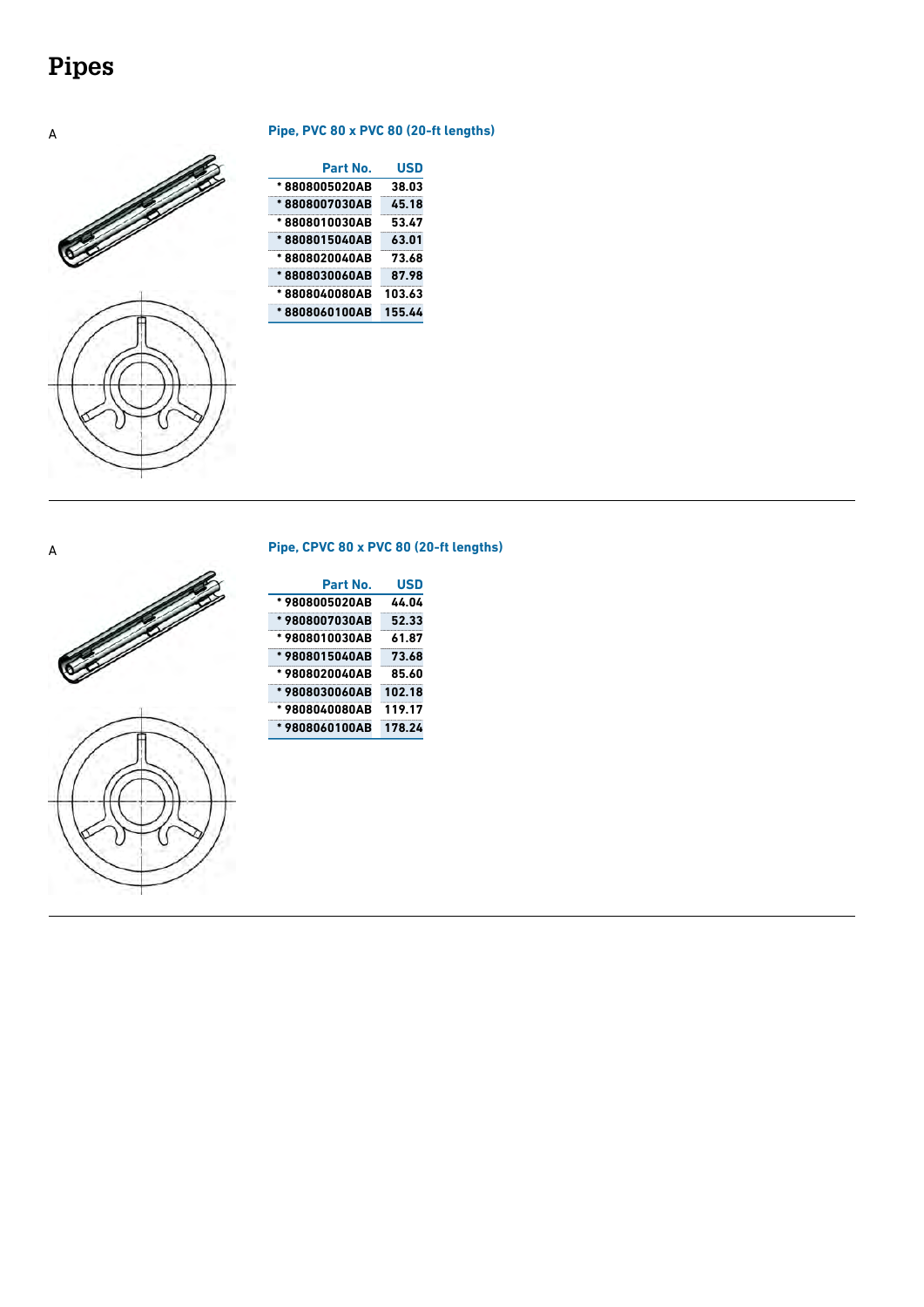# Pipes

A

### Pipe, PVC 80 x PVC 80 (20-ft lengths)

| Part No. | USD |
|---|---|
| * 8808005020AB | 38.03 |
| * 8808007030AB | 45.18 |
| * 8808010030AB | 53.47 |
| * 8808015040AB | 63.01 |
| * 8808020040AB | 73.68 |
| * 8808030060AB | 87.98 |
| * 8808040080AB | 103.63 |
| * 8808060100AB | 155.44 |

A

### Pipe, CPVC 80 x PVC 80 (20-ft lengths)

| Part No. | USD |
|---|---|
| * 9808005020AB | 44.04 |
| * 9808007030AB | 52.33 |
| * 9808010030AB | 61.87 |
| * 9808015040AB | 73.68 |
| * 9808020040AB | 85.60 |
| * 9808030060AB | 102.18 |
| * 9808040080AB | 119.17 |
| * 9808060100AB | 178.24 |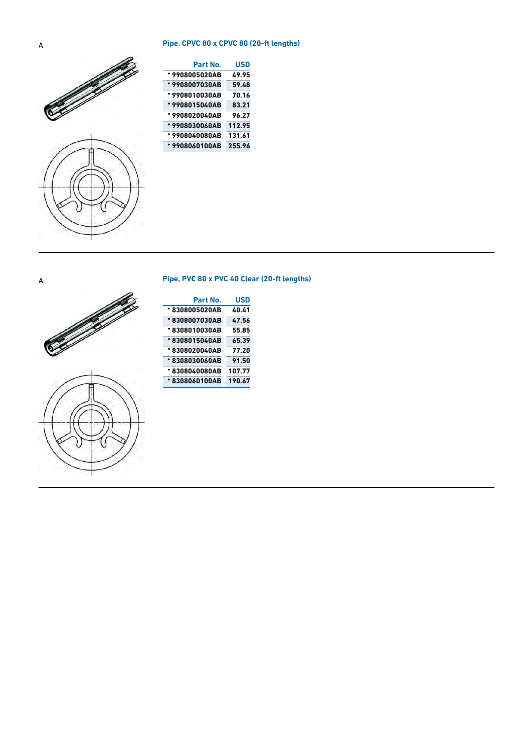A

## Pipe, CPVC 80 x CPVC 80 (20-ft lengths)

| Part No. | USD |
|---|---|
| * 9908005020AB | 49.95 |
| * 9908007030AB | 59.48 |
| * 9908010030AB | 70.16 |
| * 9908015040AB | 83.21 |
| * 9908020040AB | 96.27 |
| * 9908030060AB | 112.95 |
| * 9908040080AB | 131.61 |
| * 9908060100AB | 255.96 |

A

## Pipe, PVC 80 x PVC 40 Clear (20-ft lengths)

| Part No. | USD |
|---|---|
| * 8308005020AB | 40.41 |
| * 8308007030AB | 47.56 |
| * 8308010030AB | 55.85 |
| * 8308015040AB | 65.39 |
| * 8308020040AB | 77.20 |
| * 8308030060AB | 91.50 |
| * 8308040080AB | 107.77 |
| * 8308060100AB | 190.67 |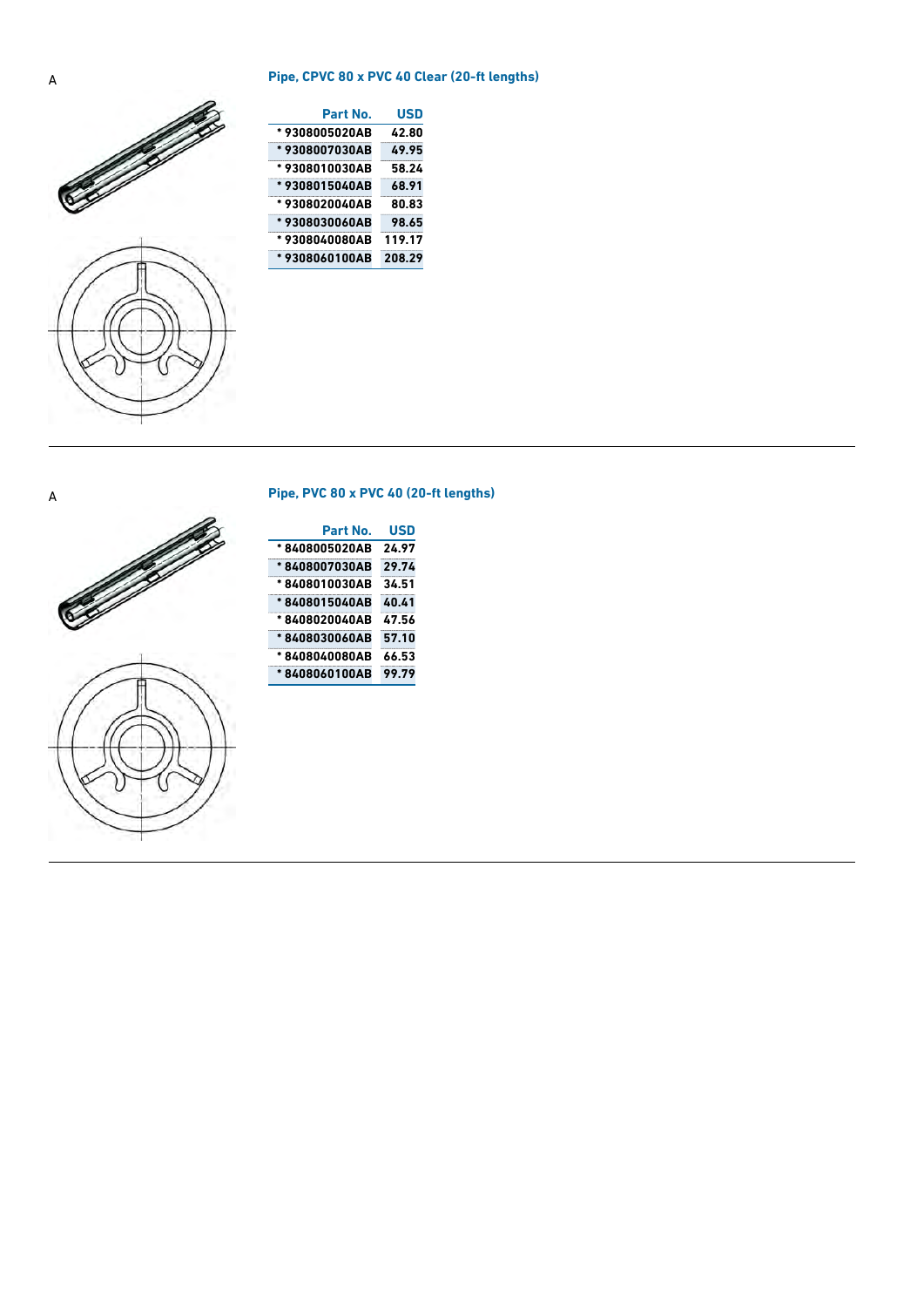A

## Pipe, CPVC 80 x PVC 40 Clear (20-ft lengths)

| Part No. | USD |
| --- | --- |
| * 9308005020AB | 42.80 |
| * 9308007030AB | 49.95 |
| * 9308010030AB | 58.24 |
| * 9308015040AB | 68.91 |
| * 9308020040AB | 80.83 |
| * 9308030060AB | 98.65 |
| * 9308040080AB | 119.17 |
| * 9308060100AB | 208.29 |

A

## Pipe, PVC 80 x PVC 40 (20-ft lengths)

| Part No. | USD |
| --- | --- |
| * 8408005020AB | 24.97 |
| * 8408007030AB | 29.74 |
| * 8408010030AB | 34.51 |
| * 8408015040AB | 40.41 |
| * 8408020040AB | 47.56 |
| * 8408030060AB | 57.10 |
| * 8408040080AB | 66.53 |
| * 8408060100AB | 99.79 |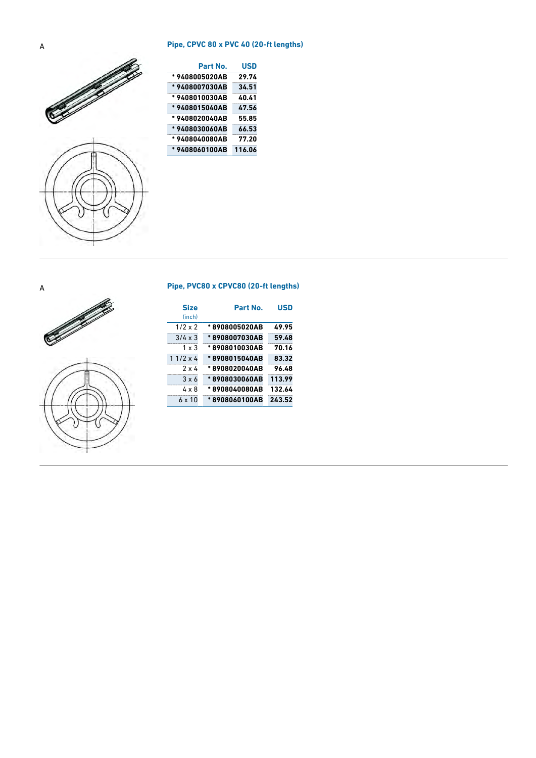A

## Pipe, CPVC 80 x PVC 40 (20-ft lengths)

| Part No. | USD |
|---|---|
| * 9408005020AB | 29.74 |
| * 9408007030AB | 34.51 |
| * 9408010030AB | 40.41 |
| * 9408015040AB | 47.56 |
| * 9408020040AB | 55.85 |
| * 9408030060AB | 66.53 |
| * 9408040080AB | 77.20 |
| * 9408060100AB | 116.06 |

A

## Pipe, PVC80 x CPVC80 (20-ft lengths)

| Size (inch) | Part No. | USD |
|---|---|---|
| 1/2 x 2 | * 8908005020AB | 49.95 |
| 3/4 x 3 | * 8908007030AB | 59.48 |
| 1 x 3 | * 8908010030AB | 70.16 |
| 1 1/2 x 4 | * 8908015040AB | 83.32 |
| 2 x 4 | * 8908020040AB | 96.48 |
| 3 x 6 | * 8908030060AB | 113.99 |
| 4 x 8 | * 8908040080AB | 132.64 |
| 6 x 10 | * 8908060100AB | 243.52 |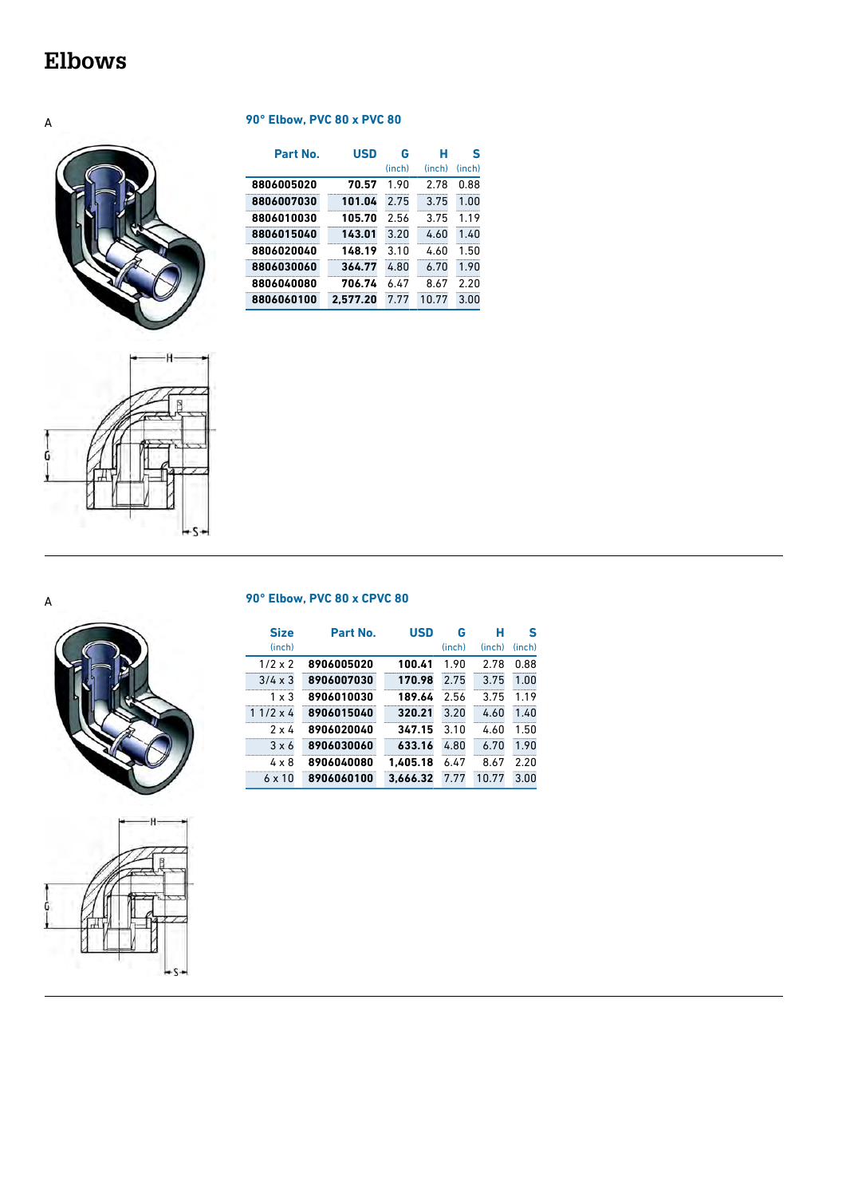# Elbows

A

### 90° Elbow, PVC 80 x PVC 80

| Part No. | USD | G (inch) | H (inch) | S (inch) |
|---|---|---|---|---|
| 8806005020 | 70.57 | 1.90 | 2.78 | 0.88 |
| 8806007030 | 101.04 | 2.75 | 3.75 | 1.00 |
| 8806010030 | 105.70 | 2.56 | 3.75 | 1.19 |
| 8806015040 | 143.01 | 3.20 | 4.60 | 1.40 |
| 8806020040 | 148.19 | 3.10 | 4.60 | 1.50 |
| 8806030060 | 364.77 | 4.80 | 6.70 | 1.90 |
| 8806040080 | 706.74 | 6.47 | 8.67 | 2.20 |
| 8806060100 | 2,577.20 | 7.77 | 10.77 | 3.00 |

A

### 90° Elbow, PVC 80 x CPVC 80

| Size (inch) | Part No. | USD | G (inch) | H (inch) | S (inch) |
|---|---|---|---|---|---|
| 1/2 x 2 | 8906005020 | 100.41 | 1.90 | 2.78 | 0.88 |
| 3/4 x 3 | 8906007030 | 170.98 | 2.75 | 3.75 | 1.00 |
| 1 x 3 | 8906010030 | 189.64 | 2.56 | 3.75 | 1.19 |
| 1 1/2 x 4 | 8906015040 | 320.21 | 3.20 | 4.60 | 1.40 |
| 2 x 4 | 8906020040 | 347.15 | 3.10 | 4.60 | 1.50 |
| 3 x 6 | 8906030060 | 633.16 | 4.80 | 6.70 | 1.90 |
| 4 x 8 | 8906040080 | 1,405.18 | 6.47 | 8.67 | 2.20 |
| 6 x 10 | 8906060100 | 3,666.32 | 7.77 | 10.77 | 3.00 |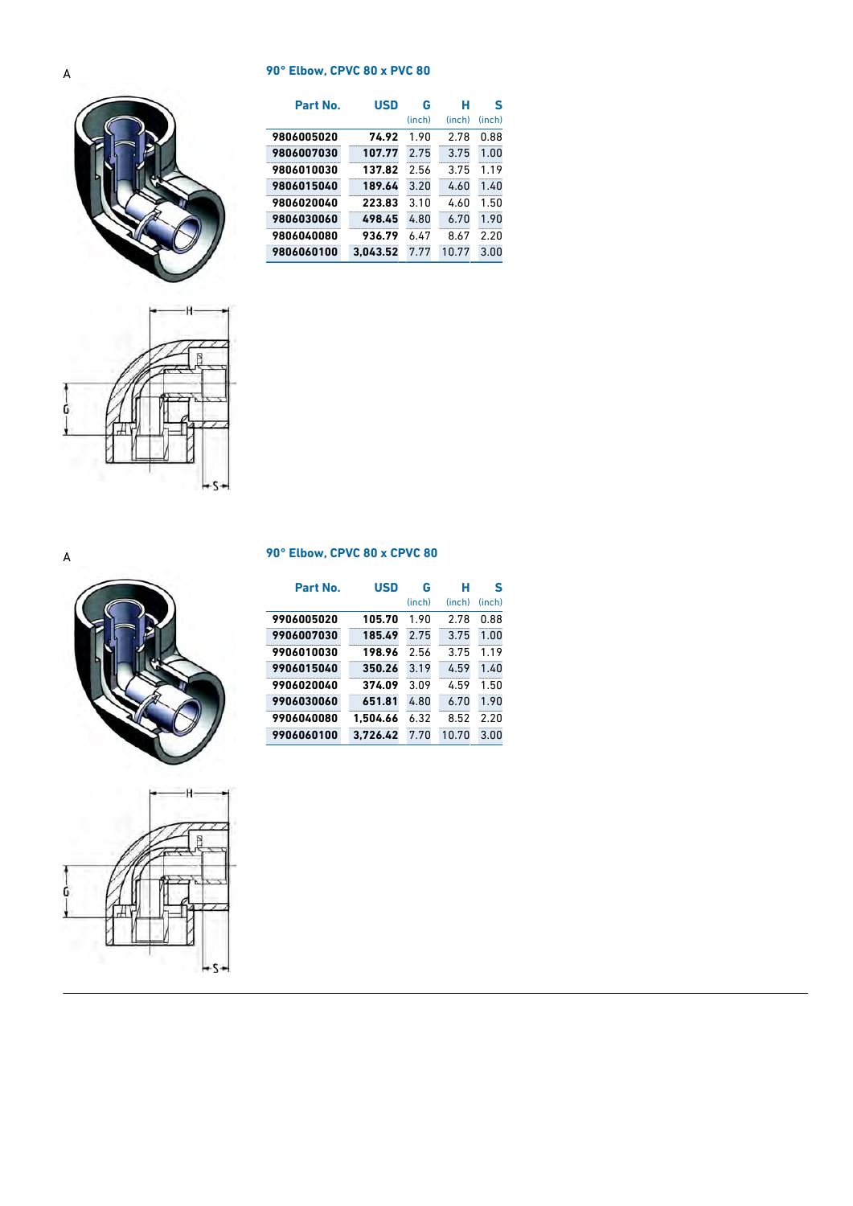A

### 90° Elbow, CPVC 80 x PVC 80

| Part No. | USD | G (inch) | H (inch) | S (inch) |
|---|---|---|---|---|
| 9806005020 | 74.92 | 1.90 | 2.78 | 0.88 |
| 9806007030 | 107.77 | 2.75 | 3.75 | 1.00 |
| 9806010030 | 137.82 | 2.56 | 3.75 | 1.19 |
| 9806015040 | 189.64 | 3.20 | 4.60 | 1.40 |
| 9806020040 | 223.83 | 3.10 | 4.60 | 1.50 |
| 9806030060 | 498.45 | 4.80 | 6.70 | 1.90 |
| 9806040080 | 936.79 | 6.47 | 8.67 | 2.20 |
| 9806060100 | 3,043.52 | 7.77 | 10.77 | 3.00 |

A

### 90° Elbow, CPVC 80 x CPVC 80

| Part No. | USD | G (inch) | H (inch) | S (inch) |
|---|---|---|---|---|
| 9906005020 | 105.70 | 1.90 | 2.78 | 0.88 |
| 9906007030 | 185.49 | 2.75 | 3.75 | 1.00 |
| 9906010030 | 198.96 | 2.56 | 3.75 | 1.19 |
| 9906015040 | 350.26 | 3.19 | 4.59 | 1.40 |
| 9906020040 | 374.09 | 3.09 | 4.59 | 1.50 |
| 9906030060 | 651.81 | 4.80 | 6.70 | 1.90 |
| 9906040080 | 1,504.66 | 6.32 | 8.52 | 2.20 |
| 9906060100 | 3,726.42 | 7.70 | 10.70 | 3.00 |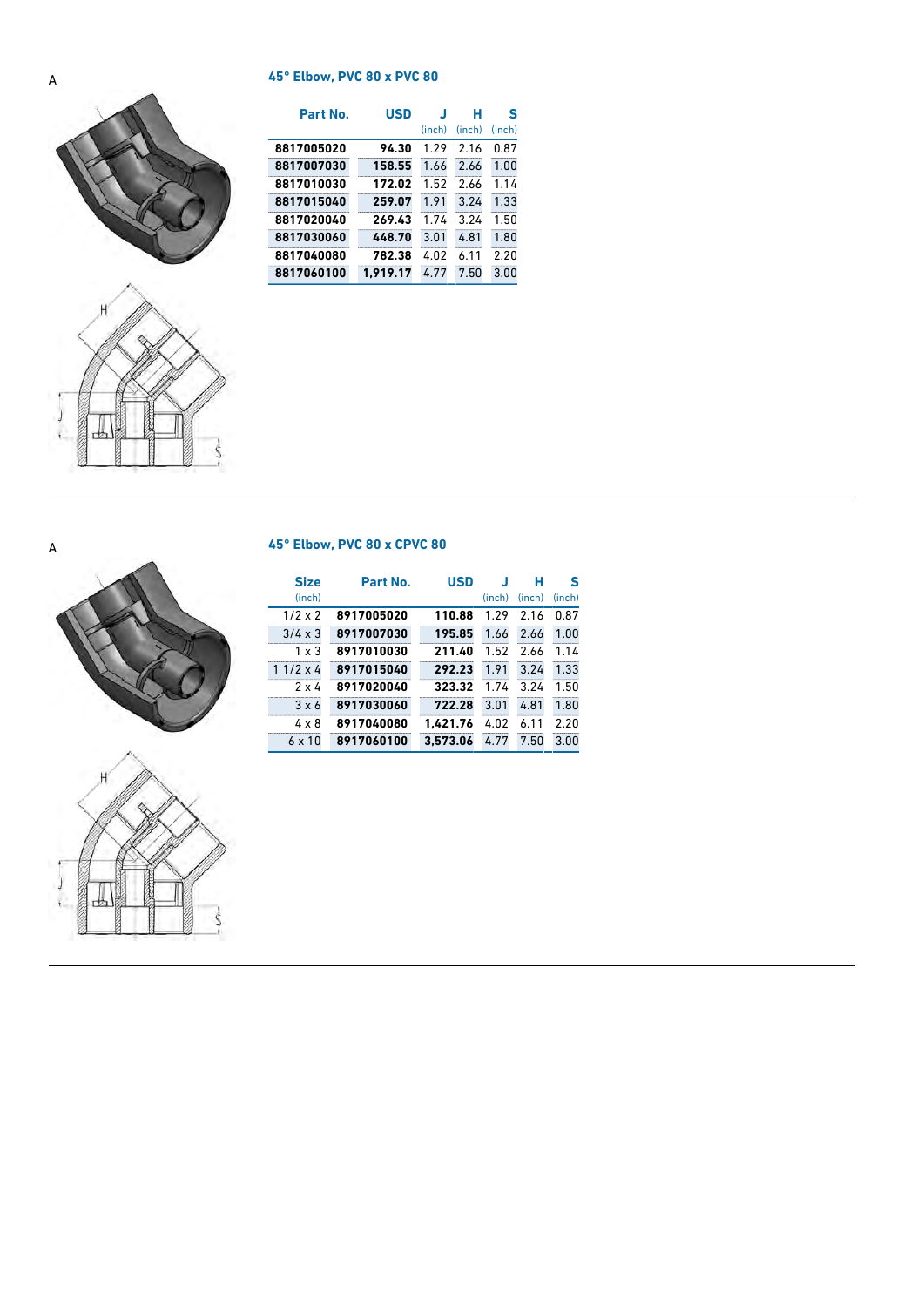A

## 45° Elbow, PVC 80 x PVC 80

| Part No. | USD | J (inch) | H (inch) | S (inch) |
|---|---|---|---|---|
| 8817005020 | 94.30 | 1.29 | 2.16 | 0.87 |
| 8817007030 | 158.55 | 1.66 | 2.66 | 1.00 |
| 8817010030 | 172.02 | 1.52 | 2.66 | 1.14 |
| 8817015040 | 259.07 | 1.91 | 3.24 | 1.33 |
| 8817020040 | 269.43 | 1.74 | 3.24 | 1.50 |
| 8817030060 | 448.70 | 3.01 | 4.81 | 1.80 |
| 8817040080 | 782.38 | 4.02 | 6.11 | 2.20 |
| 8817060100 | 1,919.17 | 4.77 | 7.50 | 3.00 |

A

## 45° Elbow, PVC 80 x CPVC 80

| Size (inch) | Part No. | USD | J (inch) | H (inch) | S (inch) |
|---|---|---|---|---|---|
| 1/2 x 2 | 8917005020 | 110.88 | 1.29 | 2.16 | 0.87 |
| 3/4 x 3 | 8917007030 | 195.85 | 1.66 | 2.66 | 1.00 |
| 1 x 3 | 8917010030 | 211.40 | 1.52 | 2.66 | 1.14 |
| 1 1/2 x 4 | 8917015040 | 292.23 | 1.91 | 3.24 | 1.33 |
| 2 x 4 | 8917020040 | 323.32 | 1.74 | 3.24 | 1.50 |
| 3 x 6 | 8917030060 | 722.28 | 3.01 | 4.81 | 1.80 |
| 4 x 8 | 8917040080 | 1,421.76 | 4.02 | 6.11 | 2.20 |
| 6 x 10 | 8917060100 | 3,573.06 | 4.77 | 7.50 | 3.00 |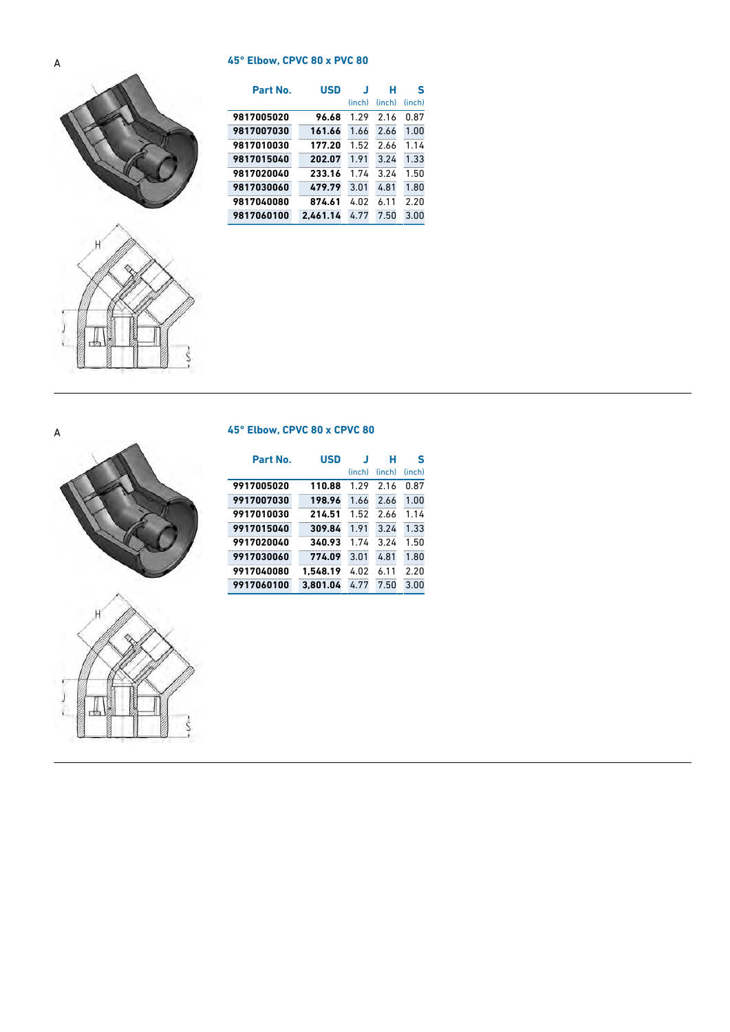A

### 45° Elbow, CPVC 80 x PVC 80

| Part No. | USD | J (inch) | H (inch) | S (inch) |
|---|---|---|---|---|
| 9817005020 | 96.68 | 1.29 | 2.16 | 0.87 |
| 9817007030 | 161.66 | 1.66 | 2.66 | 1.00 |
| 9817010030 | 177.20 | 1.52 | 2.66 | 1.14 |
| 9817015040 | 202.07 | 1.91 | 3.24 | 1.33 |
| 9817020040 | 233.16 | 1.74 | 3.24 | 1.50 |
| 9817030060 | 479.79 | 3.01 | 4.81 | 1.80 |
| 9817040080 | 874.61 | 4.02 | 6.11 | 2.20 |
| 9817060100 | 2,461.14 | 4.77 | 7.50 | 3.00 |

A

### 45° Elbow, CPVC 80 x CPVC 80

| Part No. | USD | J (inch) | H (inch) | S (inch) |
|---|---|---|---|---|
| 9917005020 | 110.88 | 1.29 | 2.16 | 0.87 |
| 9917007030 | 198.96 | 1.66 | 2.66 | 1.00 |
| 9917010030 | 214.51 | 1.52 | 2.66 | 1.14 |
| 9917015040 | 309.84 | 1.91 | 3.24 | 1.33 |
| 9917020040 | 340.93 | 1.74 | 3.24 | 1.50 |
| 9917030060 | 774.09 | 3.01 | 4.81 | 1.80 |
| 9917040080 | 1,548.19 | 4.02 | 6.11 | 2.20 |
| 9917060100 | 3,801.04 | 4.77 | 7.50 | 3.00 |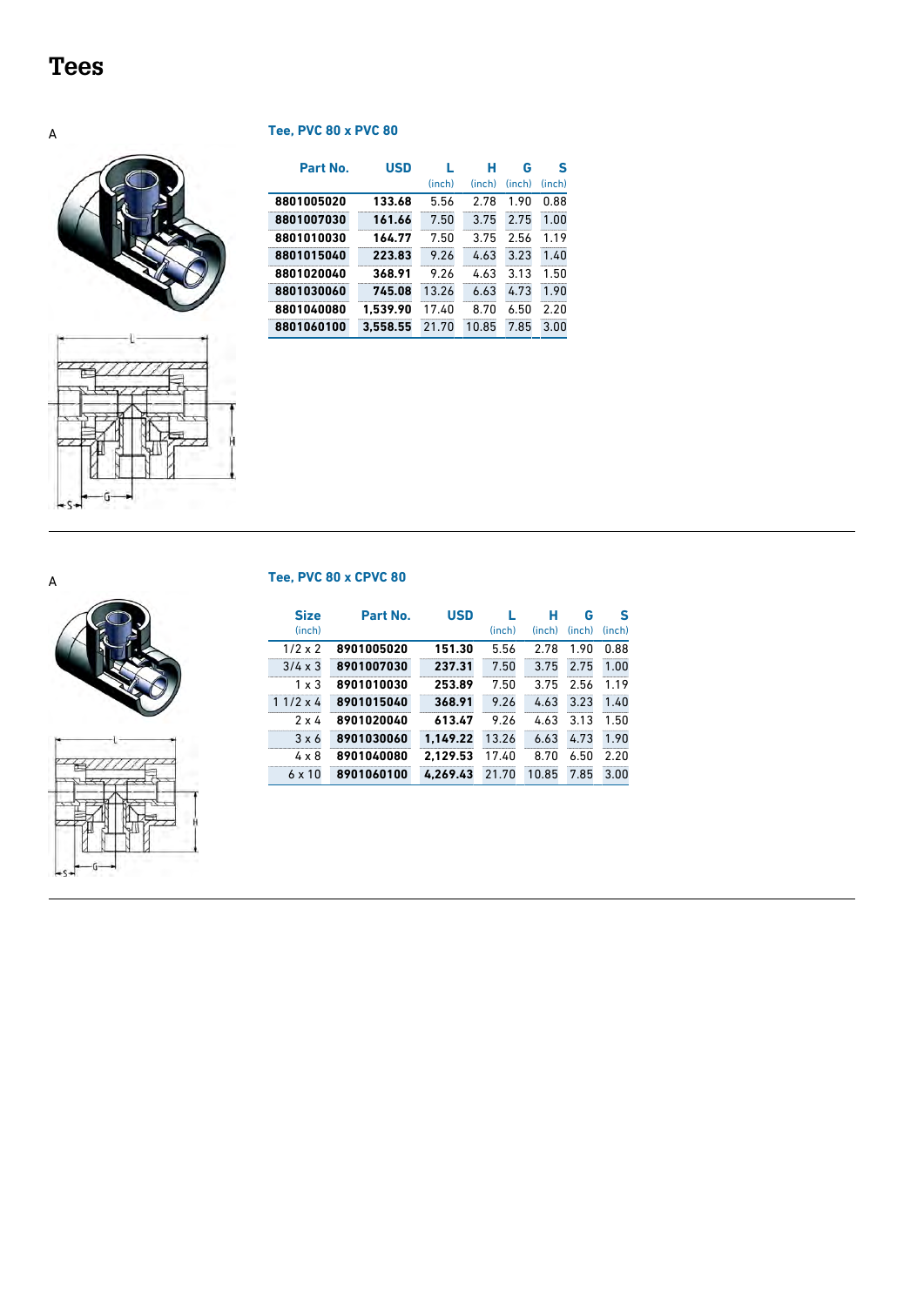# Tees

A

## Tee, PVC 80 x PVC 80

| Part No. | USD | L (inch) | H (inch) | G (inch) | S (inch) |
|---|---|---|---|---|---|
| 8801005020 | 133.68 | 5.56 | 2.78 | 1.90 | 0.88 |
| 8801007030 | 161.66 | 7.50 | 3.75 | 2.75 | 1.00 |
| 8801010030 | 164.77 | 7.50 | 3.75 | 2.56 | 1.19 |
| 8801015040 | 223.83 | 9.26 | 4.63 | 3.23 | 1.40 |
| 8801020040 | 368.91 | 9.26 | 4.63 | 3.13 | 1.50 |
| 8801030060 | 745.08 | 13.26 | 6.63 | 4.73 | 1.90 |
| 8801040080 | 1,539.90 | 17.40 | 8.70 | 6.50 | 2.20 |
| 8801060100 | 3,558.55 | 21.70 | 10.85 | 7.85 | 3.00 |

A

## Tee, PVC 80 x CPVC 80

| Size (inch) | Part No. | USD | L (inch) | H (inch) | G (inch) | S (inch) |
|---|---|---|---|---|---|---|
| 1/2 x 2 | 8901005020 | 151.30 | 5.56 | 2.78 | 1.90 | 0.88 |
| 3/4 x 3 | 8901007030 | 237.31 | 7.50 | 3.75 | 2.75 | 1.00 |
| 1 x 3 | 8901010030 | 253.89 | 7.50 | 3.75 | 2.56 | 1.19 |
| 1 1/2 x 4 | 8901015040 | 368.91 | 9.26 | 4.63 | 3.23 | 1.40 |
| 2 x 4 | 8901020040 | 613.47 | 9.26 | 4.63 | 3.13 | 1.50 |
| 3 x 6 | 8901030060 | 1,149.22 | 13.26 | 6.63 | 4.73 | 1.90 |
| 4 x 8 | 8901040080 | 2,129.53 | 17.40 | 8.70 | 6.50 | 2.20 |
| 6 x 10 | 8901060100 | 4,269.43 | 21.70 | 10.85 | 7.85 | 3.00 |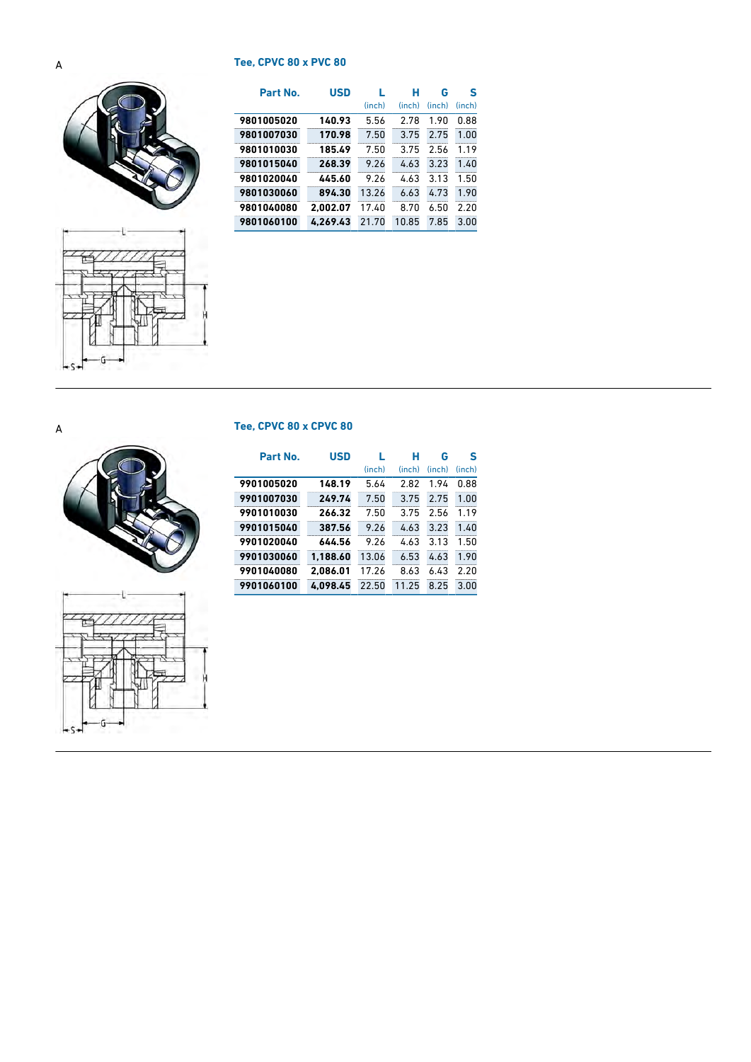A

### Tee, CPVC 80 x PVC 80

| Part No. | USD | L (inch) | H (inch) | G (inch) | S (inch) |
|---|---|---|---|---|---|
| 9801005020 | 140.93 | 5.56 | 2.78 | 1.90 | 0.88 |
| 9801007030 | 170.98 | 7.50 | 3.75 | 2.75 | 1.00 |
| 9801010030 | 185.49 | 7.50 | 3.75 | 2.56 | 1.19 |
| 9801015040 | 268.39 | 9.26 | 4.63 | 3.23 | 1.40 |
| 9801020040 | 445.60 | 9.26 | 4.63 | 3.13 | 1.50 |
| 9801030060 | 894.30 | 13.26 | 6.63 | 4.73 | 1.90 |
| 9801040080 | 2,002.07 | 17.40 | 8.70 | 6.50 | 2.20 |
| 9801060100 | 4,269.43 | 21.70 | 10.85 | 7.85 | 3.00 |

A

### Tee, CPVC 80 x CPVC 80

| Part No. | USD | L (inch) | H (inch) | G (inch) | S (inch) |
|---|---|---|---|---|---|
| 9901005020 | 148.19 | 5.64 | 2.82 | 1.94 | 0.88 |
| 9901007030 | 249.74 | 7.50 | 3.75 | 2.75 | 1.00 |
| 9901010030 | 266.32 | 7.50 | 3.75 | 2.56 | 1.19 |
| 9901015040 | 387.56 | 9.26 | 4.63 | 3.23 | 1.40 |
| 9901020040 | 644.56 | 9.26 | 4.63 | 3.13 | 1.50 |
| 9901030060 | 1,188.60 | 13.06 | 6.53 | 4.63 | 1.90 |
| 9901040080 | 2,086.01 | 17.26 | 8.63 | 6.43 | 2.20 |
| 9901060100 | 4,098.45 | 22.50 | 11.25 | 8.25 | 3.00 |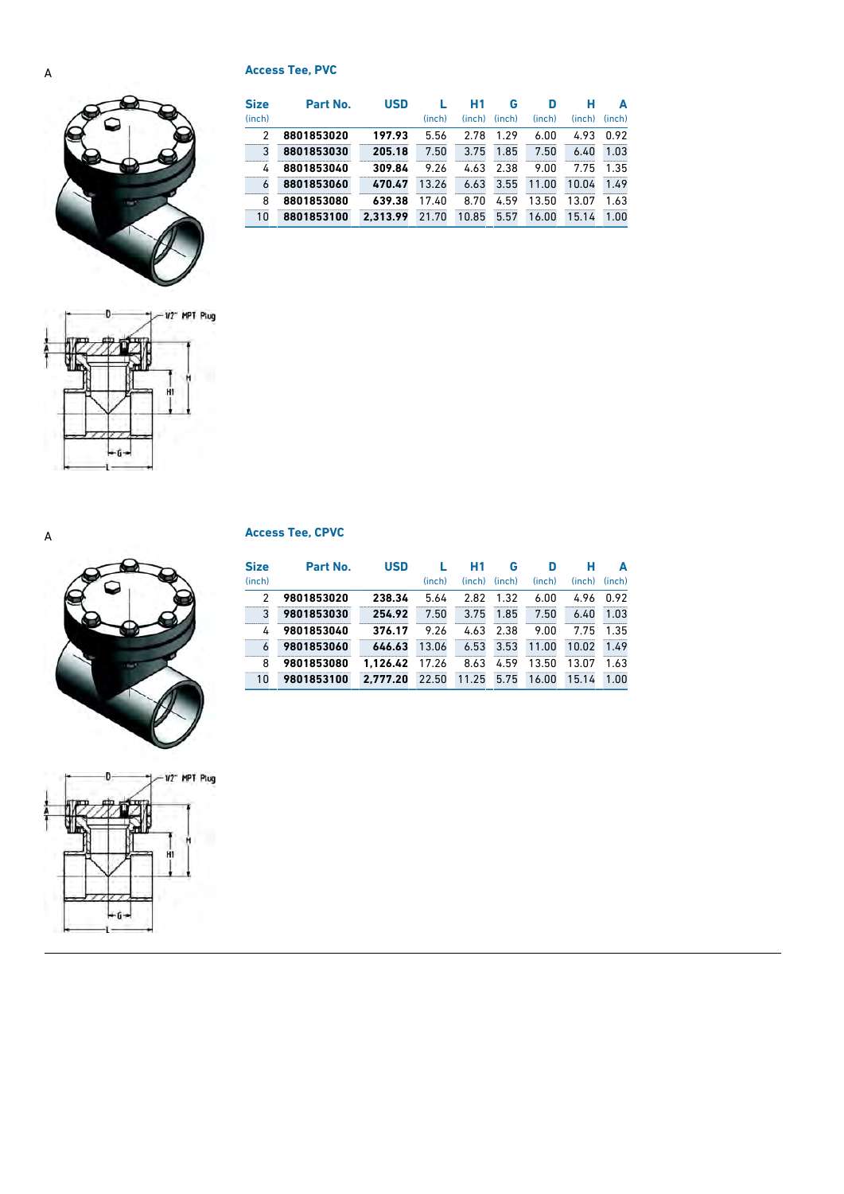A

## Access Tee, PVC

| Size (inch) | Part No. | USD | L (inch) | H1 (inch) | G (inch) | D (inch) | H (inch) | A (inch) |
|---|---|---|---|---|---|---|---|---|
| 2 | **8801853020** | **197.93** | 5.56 | 2.78 | 1.29 | 6.00 | 4.93 | 0.92 |
| 3 | **8801853030** | **205.18** | 7.50 | 3.75 | 1.85 | 7.50 | 6.40 | 1.03 |
| 4 | **8801853040** | **309.84** | 9.26 | 4.63 | 2.38 | 9.00 | 7.75 | 1.35 |
| 6 | **8801853060** | **470.47** | 13.26 | 6.63 | 3.55 | 11.00 | 10.04 | 1.49 |
| 8 | **8801853080** | **639.38** | 17.40 | 8.70 | 4.59 | 13.50 | 13.07 | 1.63 |
| 10 | **8801853100** | **2,313.99** | 21.70 | 10.85 | 5.57 | 16.00 | 15.14 | 1.00 |

D — 1/2" MPT Plug — A — H — H1 — G — L

A

## Access Tee, CPVC

| Size (inch) | Part No. | USD | L (inch) | H1 (inch) | G (inch) | D (inch) | H (inch) | A (inch) |
|---|---|---|---|---|---|---|---|---|
| 2 | **9801853020** | **238.34** | 5.64 | 2.82 | 1.32 | 6.00 | 4.96 | 0.92 |
| 3 | **9801853030** | **254.92** | 7.50 | 3.75 | 1.85 | 7.50 | 6.40 | 1.03 |
| 4 | **9801853040** | **376.17** | 9.26 | 4.63 | 2.38 | 9.00 | 7.75 | 1.35 |
| 6 | **9801853060** | **646.63** | 13.06 | 6.53 | 3.53 | 11.00 | 10.02 | 1.49 |
| 8 | **9801853080** | **1,126.42** | 17.26 | 8.63 | 4.59 | 13.50 | 13.07 | 1.63 |
| 10 | **9801853100** | **2,777.20** | 22.50 | 11.25 | 5.75 | 16.00 | 15.14 | 1.00 |

D — 1/2" MPT Plug — A — H — H1 — G — L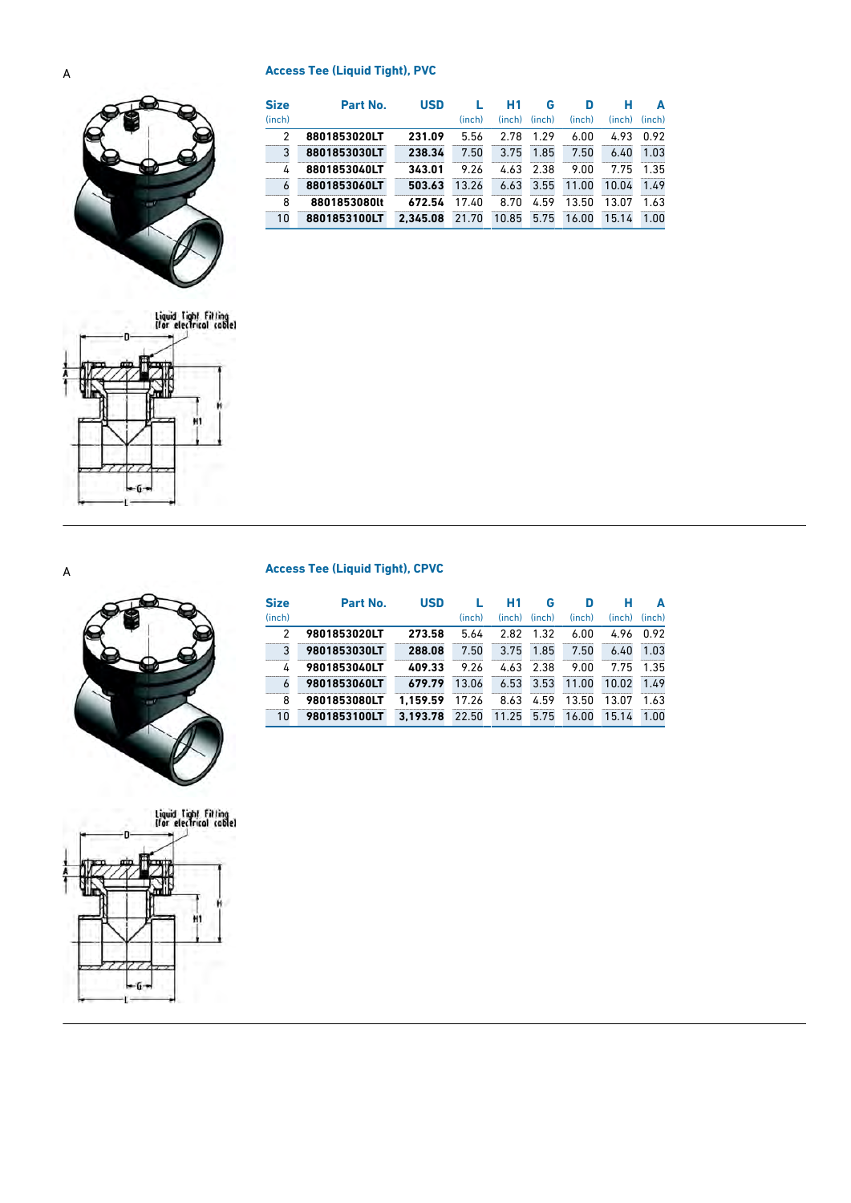A

## Access Tee (Liquid Tight), PVC

Liquid Tight Fitting (for electrical cable)

| Size (inch) | Part No. | USD | L (inch) | H1 (inch) | G (inch) | D (inch) | H (inch) | A (inch) |
|---|---|---|---|---|---|---|---|---|
| 2 | 8801853020LT | 231.09 | 5.56 | 2.78 | 1.29 | 6.00 | 4.93 | 0.92 |
| 3 | 8801853030LT | 238.34 | 7.50 | 3.75 | 1.85 | 7.50 | 6.40 | 1.03 |
| 4 | 8801853040LT | 343.01 | 9.26 | 4.63 | 2.38 | 9.00 | 7.75 | 1.35 |
| 6 | 8801853060LT | 503.63 | 13.26 | 6.63 | 3.55 | 11.00 | 10.04 | 1.49 |
| 8 | 8801853080lt | 672.54 | 17.40 | 8.70 | 4.59 | 13.50 | 13.07 | 1.63 |
| 10 | 8801853100LT | 2,345.08 | 21.70 | 10.85 | 5.75 | 16.00 | 15.14 | 1.00 |

A

## Access Tee (Liquid Tight), CPVC

Liquid Tight Fitting (for electrical cable)

| Size (inch) | Part No. | USD | L (inch) | H1 (inch) | G (inch) | D (inch) | H (inch) | A (inch) |
|---|---|---|---|---|---|---|---|---|
| 2 | 9801853020LT | 273.58 | 5.64 | 2.82 | 1.32 | 6.00 | 4.96 | 0.92 |
| 3 | 9801853030LT | 288.08 | 7.50 | 3.75 | 1.85 | 7.50 | 6.40 | 1.03 |
| 4 | 9801853040LT | 409.33 | 9.26 | 4.63 | 2.38 | 9.00 | 7.75 | 1.35 |
| 6 | 9801853060LT | 679.79 | 13.06 | 6.53 | 3.53 | 11.00 | 10.02 | 1.49 |
| 8 | 9801853080LT | 1,159.59 | 17.26 | 8.63 | 4.59 | 13.50 | 13.07 | 1.63 |
| 10 | 9801853100LT | 3,193.78 | 22.50 | 11.25 | 5.75 | 16.00 | 15.14 | 1.00 |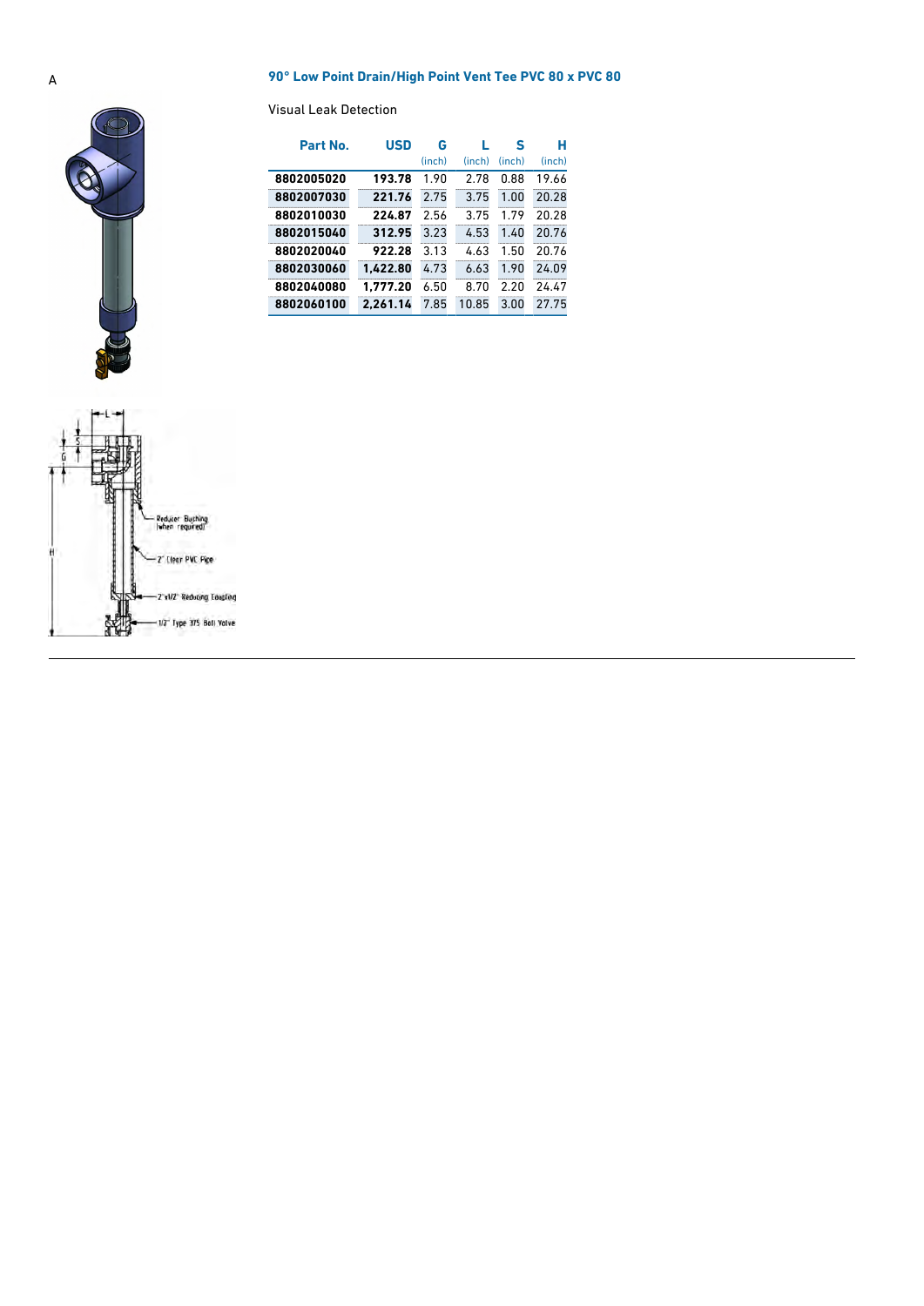A

## 90° Low Point Drain/High Point Vent Tee PVC 80 x PVC 80

Visual Leak Detection

| Part No. | USD | G (inch) | L (inch) | S (inch) | H (inch) |
|---|---|---|---|---|---|
| **8802005020** | **193.78** | 1.90 | 2.78 | 0.88 | 19.66 |
| **8802007030** | **221.76** | 2.75 | 3.75 | 1.00 | 20.28 |
| **8802010030** | **224.87** | 2.56 | 3.75 | 1.79 | 20.28 |
| **8802015040** | **312.95** | 3.23 | 4.53 | 1.40 | 20.76 |
| **8802020040** | **922.28** | 3.13 | 4.63 | 1.50 | 20.76 |
| **8802030060** | **1,422.80** | 4.73 | 6.63 | 1.90 | 24.09 |
| **8802040080** | **1,777.20** | 6.50 | 8.70 | 2.20 | 24.47 |
| **8802060100** | **2,261.14** | 7.85 | 10.85 | 3.00 | 27.75 |

Reducer Bushing (when required)

2" Clear PVC Pipe

2"x1/2" Reducing Coupling

1/2" Type 375 Ball Valve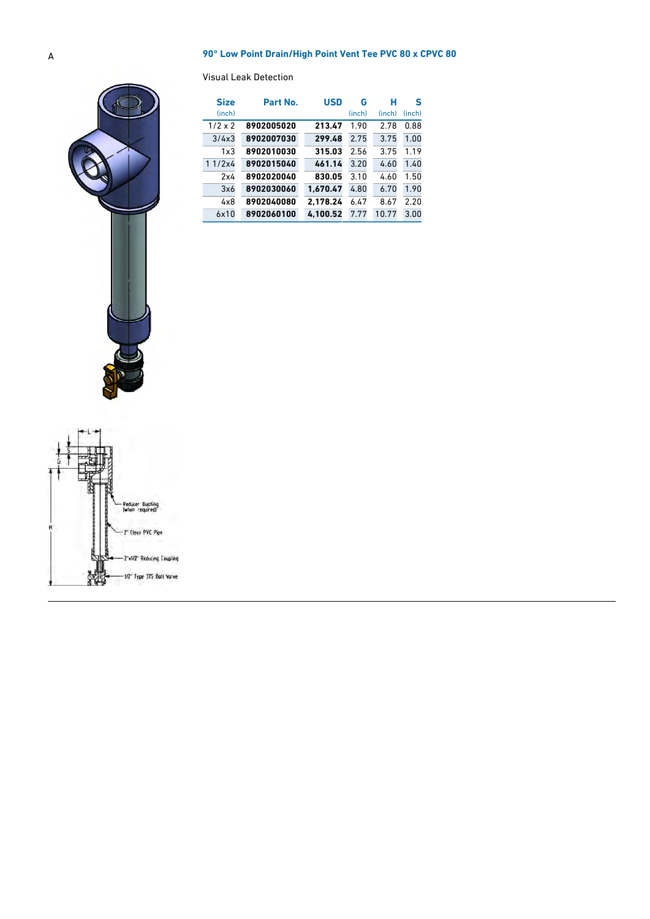A

## 90° Low Point Drain/High Point Vent Tee PVC 80 x CPVC 80

Visual Leak Detection

| Size (inch) | Part No. | USD | G (inch) | H (inch) | S (inch) |
|---|---|---|---|---|---|
| 1/2 x 2 | **8902005020** | **213.47** | 1.90 | 2.78 | 0.88 |
| 3/4x3 | **8902007030** | **299.48** | 2.75 | 3.75 | 1.00 |
| 1x3 | **8902010030** | **315.03** | 2.56 | 3.75 | 1.19 |
| 1 1/2x4 | **8902015040** | **461.14** | 3.20 | 4.60 | 1.40 |
| 2x4 | **8902020040** | **830.05** | 3.10 | 4.60 | 1.50 |
| 3x6 | **8902030060** | **1,670.47** | 4.80 | 6.70 | 1.90 |
| 4x8 | **8902040080** | **2,178.24** | 6.47 | 8.67 | 2.20 |
| 6x10 | **8902060100** | **4,100.52** | 7.77 | 10.77 | 3.00 |

L

S

G

H

Reducer Bushing (when required)

2" Clear PVC Pipe

2"x1/2" Reducing Coupling

1/2" Type 375 Ball Valve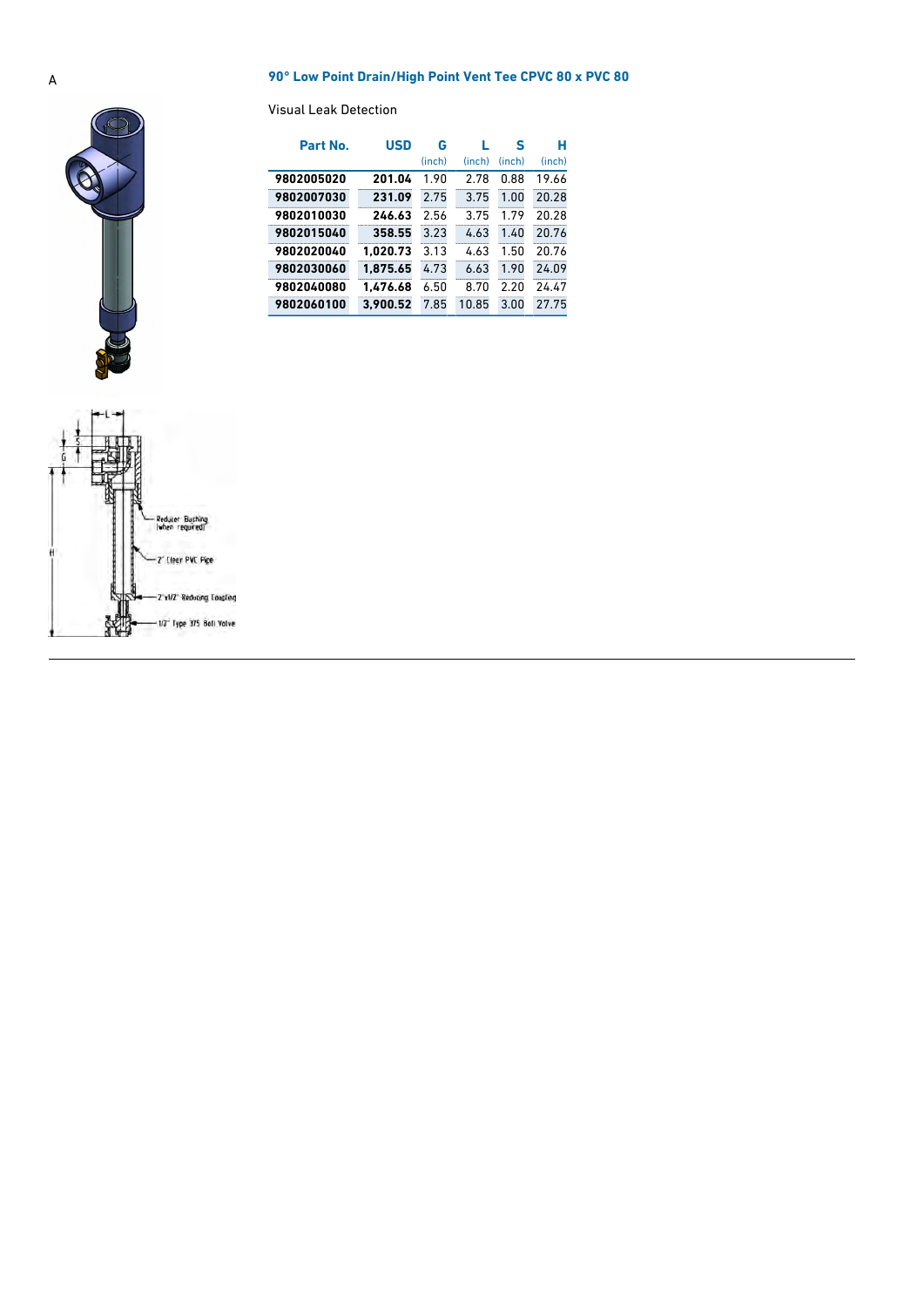A

## 90° Low Point Drain/High Point Vent Tee CPVC 80 x PVC 80

Visual Leak Detection

| Part No. | USD | G (inch) | L (inch) | S (inch) | H (inch) |
|---|---|---|---|---|---|
| **9802005020** | **201.04** | 1.90 | 2.78 | 0.88 | 19.66 |
| **9802007030** | **231.09** | 2.75 | 3.75 | 1.00 | 20.28 |
| **9802010030** | **246.63** | 2.56 | 3.75 | 1.79 | 20.28 |
| **9802015040** | **358.55** | 3.23 | 4.63 | 1.40 | 20.76 |
| **9802020040** | **1,020.73** | 3.13 | 4.63 | 1.50 | 20.76 |
| **9802030060** | **1,875.65** | 4.73 | 6.63 | 1.90 | 24.09 |
| **9802040080** | **1,476.68** | 6.50 | 8.70 | 2.20 | 24.47 |
| **9802060100** | **3,900.52** | 7.85 | 10.85 | 3.00 | 27.75 |

Reducer Bushing (when required)

2" Clear PVC Pipe

2"x1/2" Reducing Coupling

1/2" Type 375 Ball Valve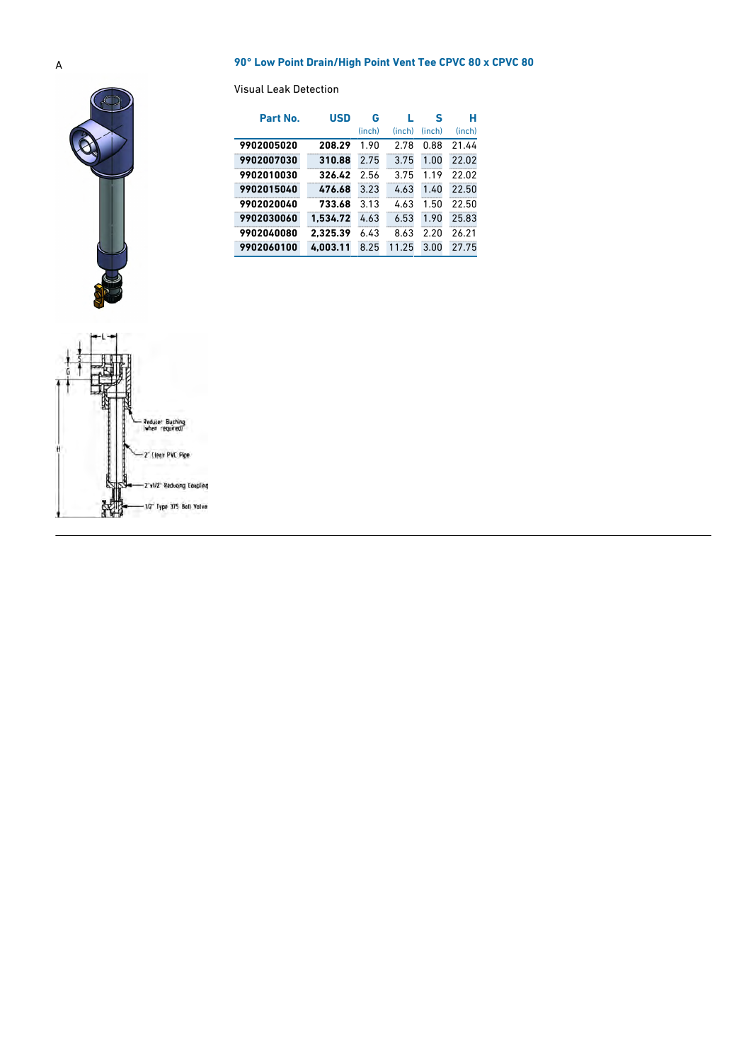A

## 90° Low Point Drain/High Point Vent Tee CPVC 80 x CPVC 80

Visual Leak Detection

| Part No. | USD | G (inch) | L (inch) | S (inch) | H (inch) |
|---|---|---|---|---|---|
| 9902005020 | 208.29 | 1.90 | 2.78 | 0.88 | 21.44 |
| 9902007030 | 310.88 | 2.75 | 3.75 | 1.00 | 22.02 |
| 9902010030 | 326.42 | 2.56 | 3.75 | 1.19 | 22.02 |
| 9902015040 | 476.68 | 3.23 | 4.63 | 1.40 | 22.50 |
| 9902020040 | 733.68 | 3.13 | 4.63 | 1.50 | 22.50 |
| 9902030060 | 1,534.72 | 4.63 | 6.53 | 1.90 | 25.83 |
| 9902040080 | 2,325.39 | 6.43 | 8.63 | 2.20 | 26.21 |
| 9902060100 | 4,003.11 | 8.25 | 11.25 | 3.00 | 27.75 |

L, S, G, H

Reducer Bushing (when required)

2" Clear PVC Pipe

2"x1/2" Reducing Coupling

1/2" Type 375 Ball Valve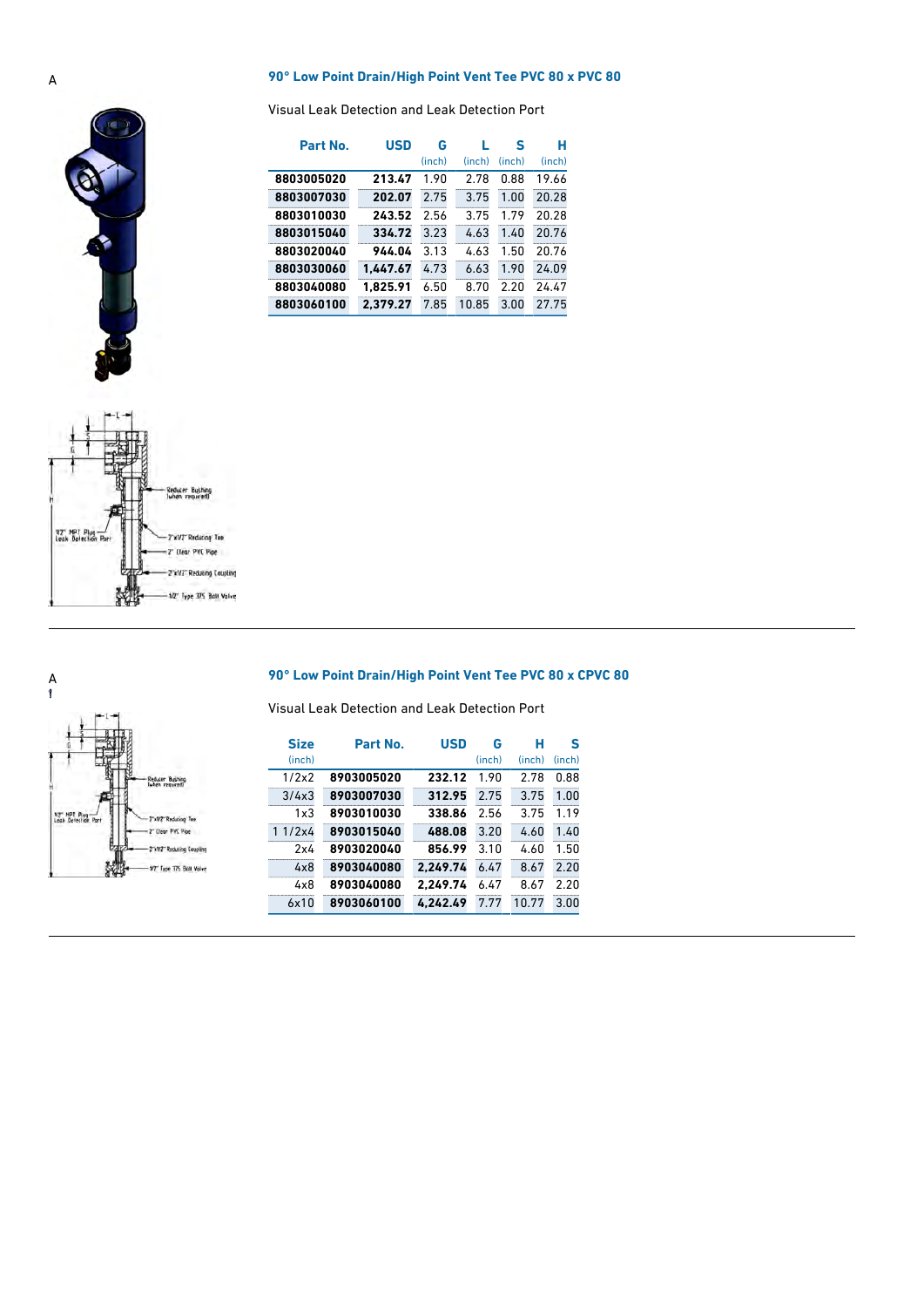A

## 90° Low Point Drain/High Point Vent Tee PVC 80 x PVC 80

Visual Leak Detection and Leak Detection Port

| Part No. | USD | G (inch) | L (inch) | S (inch) | H (inch) |
|---|---|---|---|---|---|
| 8803005020 | 213.47 | 1.90 | 2.78 | 0.88 | 19.66 |
| 8803007030 | 202.07 | 2.75 | 3.75 | 1.00 | 20.28 |
| 8803010030 | 243.52 | 2.56 | 3.75 | 1.79 | 20.28 |
| 8803015040 | 334.72 | 3.23 | 4.63 | 1.40 | 20.76 |
| 8803020040 | 944.04 | 3.13 | 4.63 | 1.50 | 20.76 |
| 8803030060 | 1,447.67 | 4.73 | 6.63 | 1.90 | 24.09 |
| 8803040080 | 1,825.91 | 6.50 | 8.70 | 2.20 | 24.47 |
| 8803060100 | 2,379.27 | 7.85 | 10.85 | 3.00 | 27.75 |

Reducer Bushing (when required)
1/2" MPT Plug Leak Detection Port
2"x1/2" Reducing Tee
2" Clear PVC Pipe
2"x1/2" Reducing Coupling
1/2" Type 375 Ball Valve

A

## 90° Low Point Drain/High Point Vent Tee PVC 80 x CPVC 80

Visual Leak Detection and Leak Detection Port

| Size (inch) | Part No. | USD | G (inch) | H (inch) | S (inch) |
|---|---|---|---|---|---|
| 1/2x2 | 8903005020 | 232.12 | 1.90 | 2.78 | 0.88 |
| 3/4x3 | 8903007030 | 312.95 | 2.75 | 3.75 | 1.00 |
| 1x3 | 8903010030 | 338.86 | 2.56 | 3.75 | 1.19 |
| 1 1/2x4 | 8903015040 | 488.08 | 3.20 | 4.60 | 1.40 |
| 2x4 | 8903020040 | 856.99 | 3.10 | 4.60 | 1.50 |
| 4x8 | 8903040080 | 2,249.74 | 6.47 | 8.67 | 2.20 |
| 4x8 | 8903040080 | 2,249.74 | 6.47 | 8.67 | 2.20 |
| 6x10 | 8903060100 | 4,242.49 | 7.77 | 10.77 | 3.00 |

Reducer Bushing (when required)
1/2" MPT Plug Leak Detection Port
2"x1/2" Reducing Tee
2" Clear PVC Pipe
2"x1/2" Reducing Coupling
1/2" Type 375 Ball Valve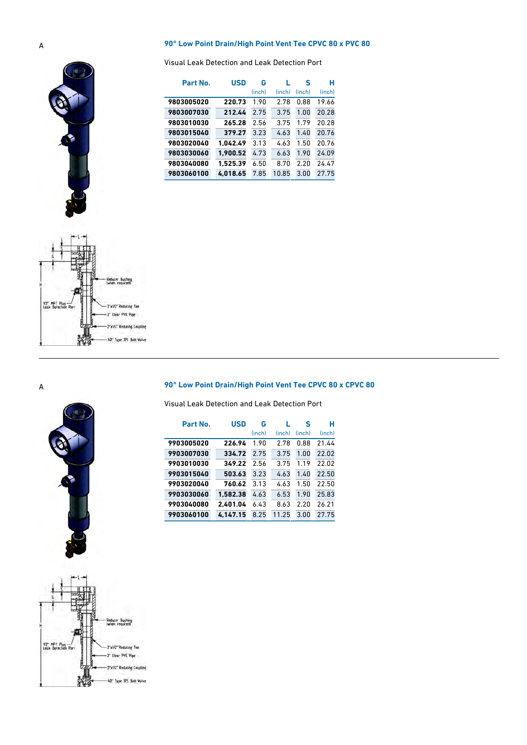A

## 90° Low Point Drain/High Point Vent Tee CPVC 80 x PVC 80

Visual Leak Detection and Leak Detection Port

| Part No. | USD | G (inch) | L (inch) | S (inch) | H (inch) |
|---|---|---|---|---|---|
| 9803005020 | 220.73 | 1.90 | 2.78 | 0.88 | 19.66 |
| 9803007030 | 212.44 | 2.75 | 3.75 | 1.00 | 20.28 |
| 9803010030 | 265.28 | 2.56 | 3.75 | 1.79 | 20.28 |
| 9803015040 | 379.27 | 3.23 | 4.63 | 1.40 | 20.76 |
| 9803020040 | 1,042.49 | 3.13 | 4.63 | 1.50 | 20.76 |
| 9803030060 | 1,900.52 | 4.73 | 6.63 | 1.90 | 24.09 |
| 9803040080 | 1,525.39 | 6.50 | 8.70 | 2.20 | 24.47 |
| 9803060100 | 4,018.65 | 7.85 | 10.85 | 3.00 | 27.75 |

L, S, G, H

Reducer Bushing (when required)

1/2" MPT Plug Leak Detection Port

2"x1/2" Reducing Tee

2" Clear PVC Pipe

2"x1/2" Reducing Coupling

1/2" Type 375 Ball Valve

---

A

## 90° Low Point Drain/High Point Vent Tee CPVC 80 x CPVC 80

Visual Leak Detection and Leak Detection Port

| Part No. | USD | G (inch) | L (inch) | S (inch) | H (inch) |
|---|---|---|---|---|---|
| 9903005020 | 226.94 | 1.90 | 2.78 | 0.88 | 21.44 |
| 9903007030 | 334.72 | 2.75 | 3.75 | 1.00 | 22.02 |
| 9903010030 | 349.22 | 2.56 | 3.75 | 1.19 | 22.02 |
| 9903015040 | 503.63 | 3.23 | 4.63 | 1.40 | 22.50 |
| 9903020040 | 760.62 | 3.13 | 4.63 | 1.50 | 22.50 |
| 9903030060 | 1,582.38 | 4.63 | 6.53 | 1.90 | 25.83 |
| 9903040080 | 2,401.04 | 6.43 | 8.63 | 2.20 | 26.21 |
| 9903060100 | 4,147.15 | 8.25 | 11.25 | 3.00 | 27.75 |

L, S, G, H

Reducer Bushing (when required)

1/2" MPT Plug Leak Detection Port

2"x1/2" Reducing Tee

2" Clear PVC Pipe

2"x1/2" Reducing Coupling

1/2" Type 375 Ball Valve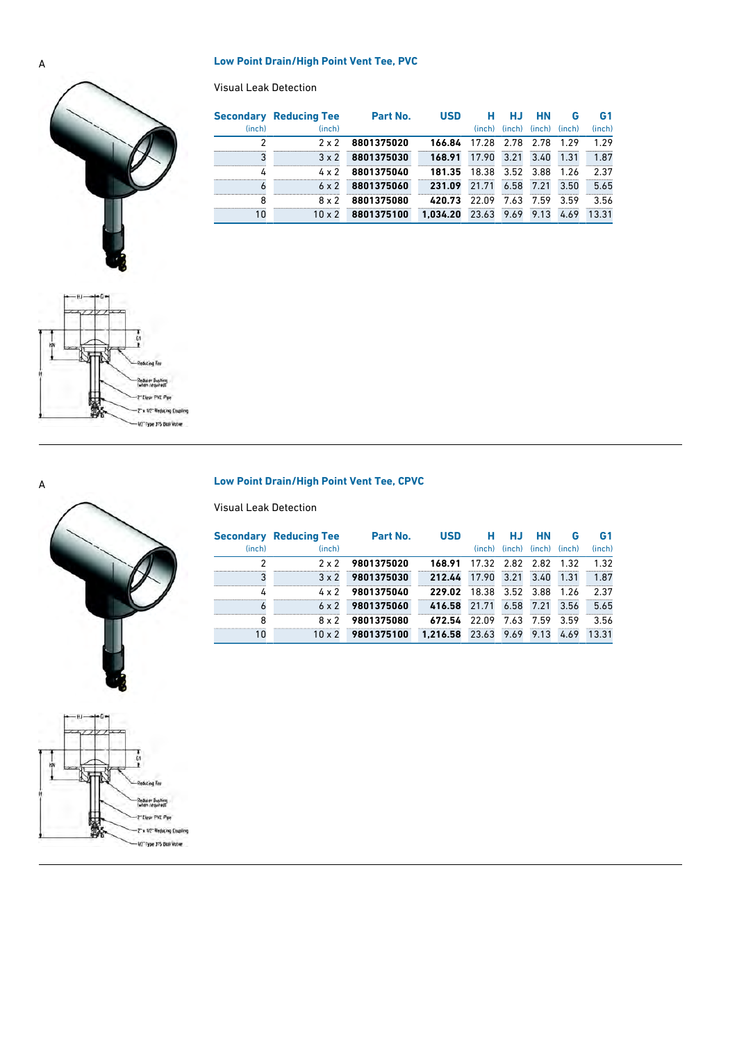A

## Low Point Drain/High Point Vent Tee, PVC

Visual Leak Detection

| Secondary (inch) | Reducing Tee (inch) | Part No. | USD | H (inch) | HJ (inch) | HN (inch) | G (inch) | G1 (inch) |
|---|---|---|---|---|---|---|---|---|
| 2 | 2 x 2 | **8801375020** | **166.84** | 17.28 | 2.78 | 2.78 | 1.29 | 1.29 |
| 3 | 3 x 2 | **8801375030** | **168.91** | 17.90 | 3.21 | 3.40 | 1.31 | 1.87 |
| 4 | 4 x 2 | **8801375040** | **181.35** | 18.38 | 3.52 | 3.88 | 1.26 | 2.37 |
| 6 | 6 x 2 | **8801375060** | **231.09** | 21.71 | 6.58 | 7.21 | 3.50 | 5.65 |
| 8 | 8 x 2 | **8801375080** | **420.73** | 22.09 | 7.63 | 7.59 | 3.59 | 3.56 |
| 10 | 10 x 2 | **8801375100** | **1,034.20** | 23.63 | 9.69 | 9.13 | 4.69 | 13.31 |

Reducing Tee
Reducer Bushing (when required)
2" Clear PVC Pipe
2" x 1/2" Reducing Coupling
1/2" Type 375 Ball Valve

A

## Low Point Drain/High Point Vent Tee, CPVC

Visual Leak Detection

| Secondary (inch) | Reducing Tee (inch) | Part No. | USD | H (inch) | HJ (inch) | HN (inch) | G (inch) | G1 (inch) |
|---|---|---|---|---|---|---|---|---|
| 2 | 2 x 2 | **9801375020** | **168.91** | 17.32 | 2.82 | 2.82 | 1.32 | 1.32 |
| 3 | 3 x 2 | **9801375030** | **212.44** | 17.90 | 3.21 | 3.40 | 1.31 | 1.87 |
| 4 | 4 x 2 | **9801375040** | **229.02** | 18.38 | 3.52 | 3.88 | 1.26 | 2.37 |
| 6 | 6 x 2 | **9801375060** | **416.58** | 21.71 | 6.58 | 7.21 | 3.56 | 5.65 |
| 8 | 8 x 2 | **9801375080** | **672.54** | 22.09 | 7.63 | 7.59 | 3.59 | 3.56 |
| 10 | 10 x 2 | **9801375100** | **1,216.58** | 23.63 | 9.69 | 9.13 | 4.69 | 13.31 |

Reducing Tee
Reducer Bushing (when required)
2" Clear PVC Pipe
2" x 1/2" Reducing Coupling
1/2" Type 375 Ball Valve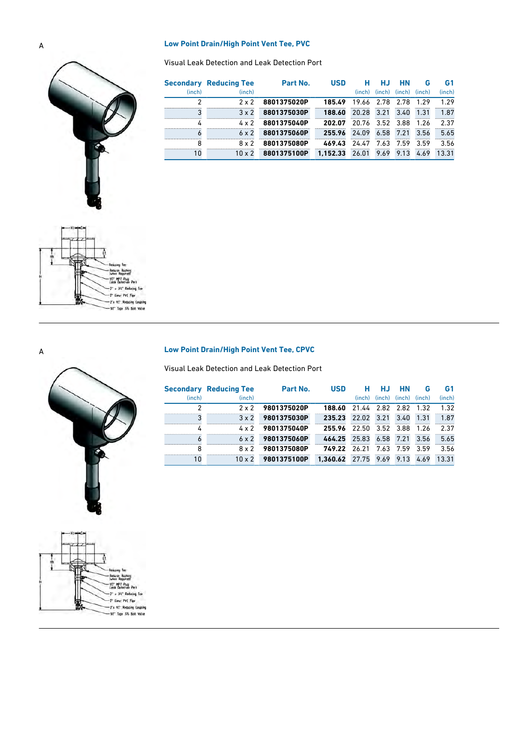A

## Low Point Drain/High Point Vent Tee, PVC

Visual Leak Detection and Leak Detection Port

| Secondary (inch) | Reducing Tee (inch) | Part No. | USD | H (inch) | HJ (inch) | HN (inch) | G (inch) | G1 (inch) |
|---|---|---|---|---|---|---|---|---|
| 2 | 2 x 2 | **8801375020P** | **185.49** | 19.66 | 2.78 | 2.78 | 1.29 | 1.29 |
| 3 | 3 x 2 | **8801375030P** | **188.60** | 20.28 | 3.21 | 3.40 | 1.31 | 1.87 |
| 4 | 4 x 2 | **8801375040P** | **202.07** | 20.76 | 3.52 | 3.88 | 1.26 | 2.37 |
| 6 | 6 x 2 | **8801375060P** | **255.96** | 24.09 | 6.58 | 7.21 | 3.56 | 5.65 |
| 8 | 8 x 2 | **8801375080P** | **469.43** | 24.47 | 7.63 | 7.59 | 3.59 | 3.56 |
| 10 | 10 x 2 | **8801375100P** | **1,152.33** | 26.01 | 9.69 | 9.13 | 4.69 | 13.31 |

A

## Low Point Drain/High Point Vent Tee, CPVC

Visual Leak Detection and Leak Detection Port

| Secondary (inch) | Reducing Tee (inch) | Part No. | USD | H (inch) | HJ (inch) | HN (inch) | G (inch) | G1 (inch) |
|---|---|---|---|---|---|---|---|---|
| 2 | 2 x 2 | **9801375020P** | **188.60** | 21.44 | 2.82 | 2.82 | 1.32 | 1.32 |
| 3 | 3 x 2 | **9801375030P** | **235.23** | 22.02 | 3.21 | 3.40 | 1.31 | 1.87 |
| 4 | 4 x 2 | **9801375040P** | **255.96** | 22.50 | 3.52 | 3.88 | 1.26 | 2.37 |
| 6 | 6 x 2 | **9801375060P** | **464.25** | 25.83 | 6.58 | 7.21 | 3.56 | 5.65 |
| 8 | 8 x 2 | **9801375080P** | **749.22** | 26.21 | 7.63 | 7.59 | 3.59 | 3.56 |
| 10 | 10 x 2 | **9801375100P** | **1,360.62** | 27.75 | 9.69 | 9.13 | 4.69 | 13.31 |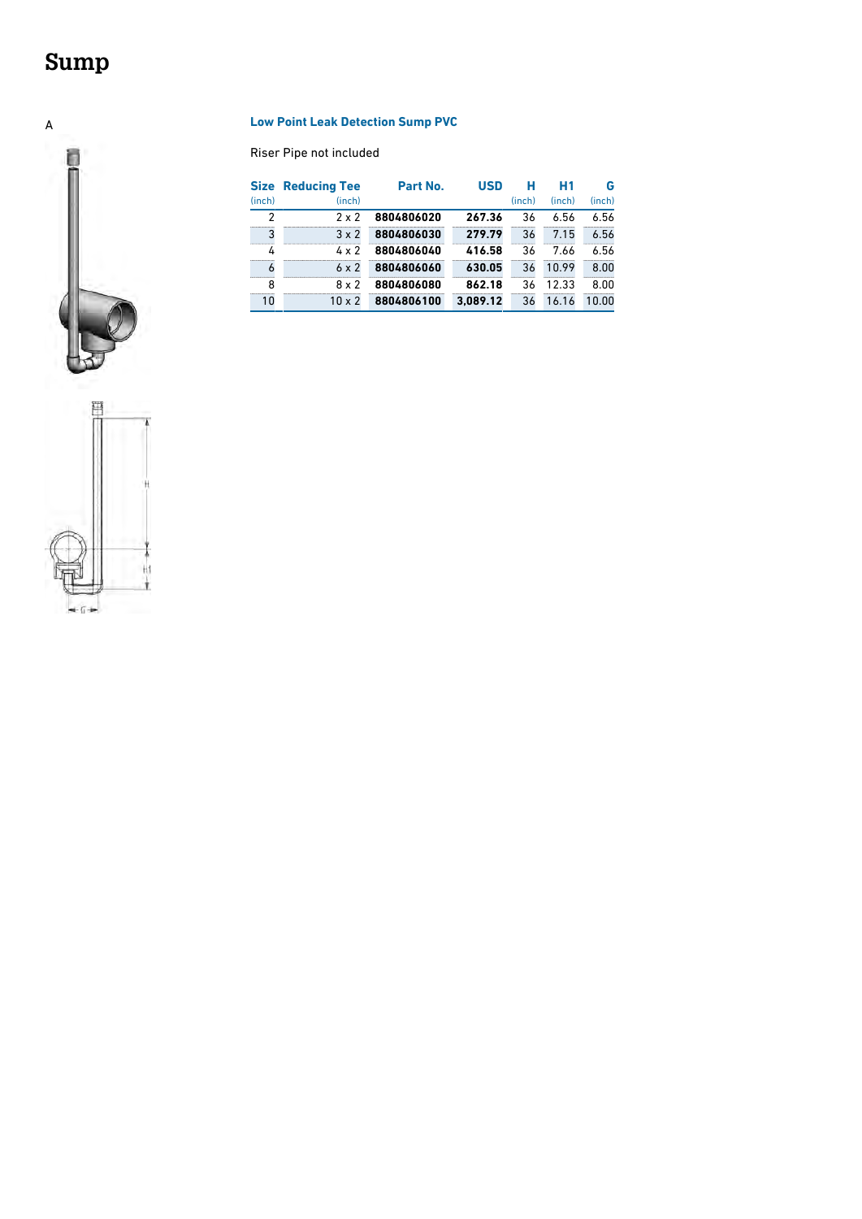# Sump

A

### Low Point Leak Detection Sump PVC

Riser Pipe not included

| Size (inch) | Reducing Tee (inch) | Part No. | USD | H (inch) | H1 (inch) | G (inch) |
|---|---|---|---|---|---|---|
| 2 | 2 x 2 | **8804806020** | **267.36** | 36 | 6.56 | 6.56 |
| 3 | 3 x 2 | **8804806030** | **279.79** | 36 | 7.15 | 6.56 |
| 4 | 4 x 2 | **8804806040** | **416.58** | 36 | 7.66 | 6.56 |
| 6 | 6 x 2 | **8804806060** | **630.05** | 36 | 10.99 | 8.00 |
| 8 | 8 x 2 | **8804806080** | **862.18** | 36 | 12.33 | 8.00 |
| 10 | 10 x 2 | **8804806100** | **3,089.12** | 36 | 16.16 | 10.00 |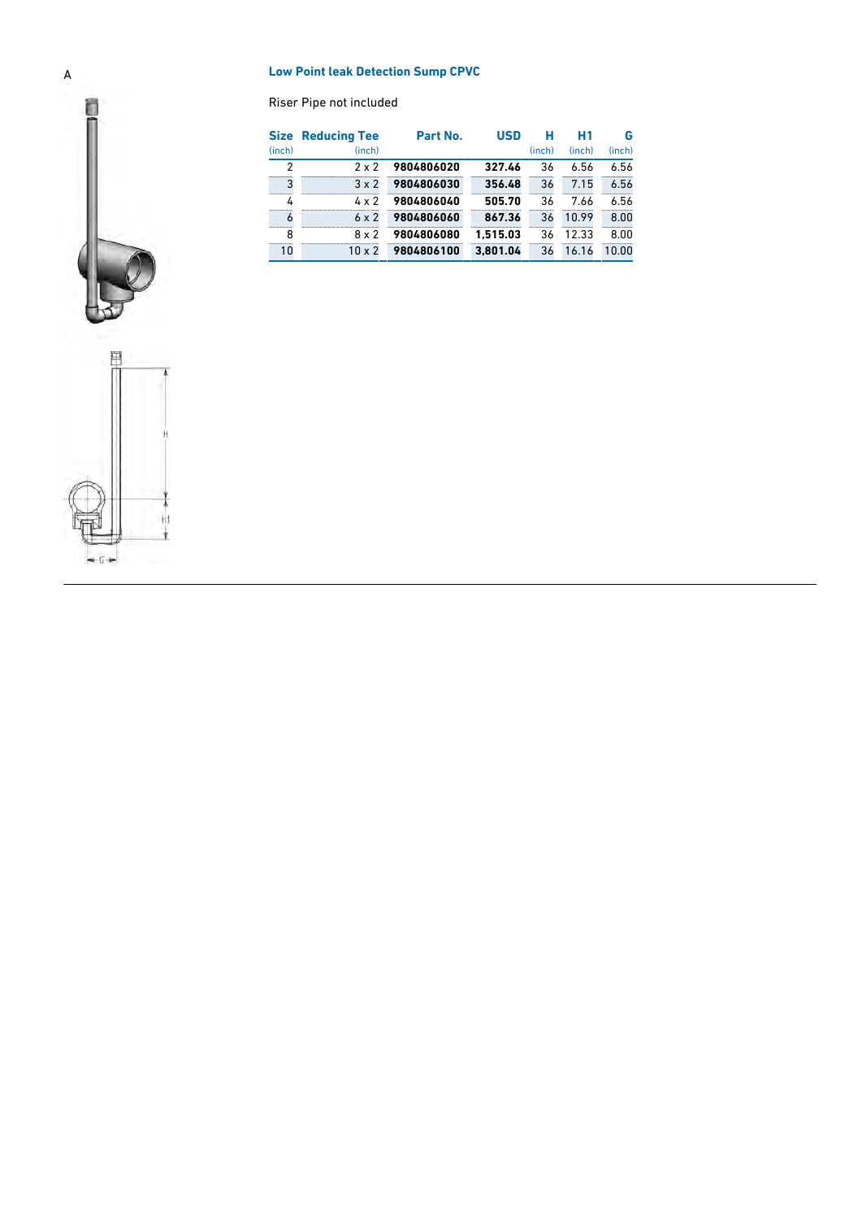A

## Low Point leak Detection Sump CPVC

Riser Pipe not included

| Size (inch) | Reducing Tee (inch) | Part No. | USD | H (inch) | H1 (inch) | G (inch) |
|---|---|---|---|---|---|---|
| 2 | 2 x 2 | **9804806020** | **327.46** | 36 | 6.56 | 6.56 |
| 3 | 3 x 2 | **9804806030** | **356.48** | 36 | 7.15 | 6.56 |
| 4 | 4 x 2 | **9804806040** | **505.70** | 36 | 7.66 | 6.56 |
| 6 | 6 x 2 | **9804806060** | **867.36** | 36 | 10.99 | 8.00 |
| 8 | 8 x 2 | **9804806080** | **1,515.03** | 36 | 12.33 | 8.00 |
| 10 | 10 x 2 | **9804806100** | **3,801.04** | 36 | 16.16 | 10.00 |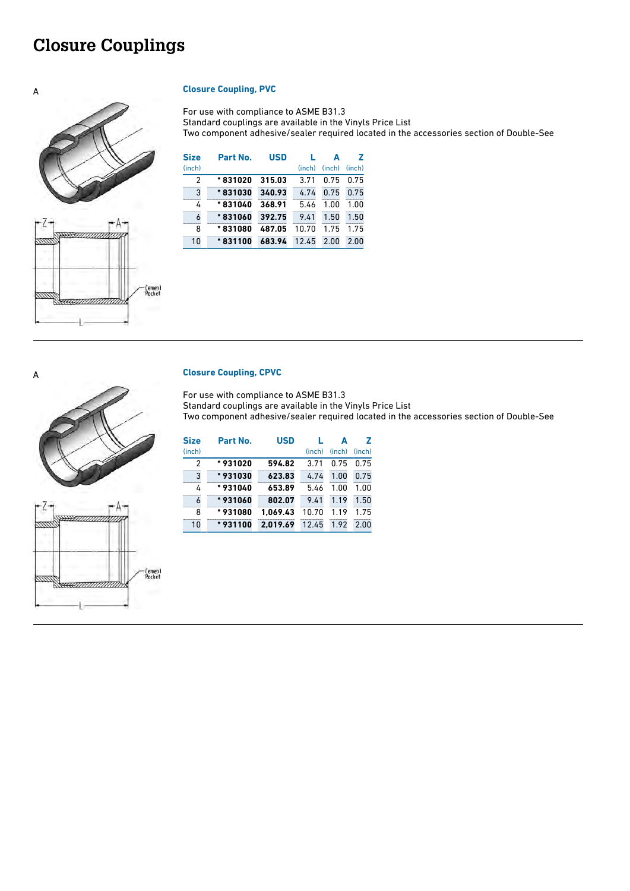# Closure Couplings

A

### Closure Coupling, PVC

For use with compliance to ASME B31.3
Standard couplings are available in the Vinyls Price List
Two component adhesive/sealer required located in the accessories section of Double-See

| Size (inch) | Part No. | USD | L (inch) | A (inch) | Z (inch) |
|---|---|---|---|---|---|
| 2 | * 831020 | 315.03 | 3.71 | 0.75 | 0.75 |
| 3 | * 831030 | 340.93 | 4.74 | 0.75 | 0.75 |
| 4 | * 831040 | 368.91 | 5.46 | 1.00 | 1.00 |
| 6 | * 831060 | 392.75 | 9.41 | 1.50 | 1.50 |
| 8 | * 831080 | 487.05 | 10.70 | 1.75 | 1.75 |
| 10 | * 831100 | 683.94 | 12.45 | 2.00 | 2.00 |

A

### Closure Coupling, CPVC

For use with compliance to ASME B31.3
Standard couplings are available in the Vinyls Price List
Two component adhesive/sealer required located in the accessories section of Double-See

| Size (inch) | Part No. | USD | L (inch) | A (inch) | Z (inch) |
|---|---|---|---|---|---|
| 2 | * 931020 | 594.82 | 3.71 | 0.75 | 0.75 |
| 3 | * 931030 | 623.83 | 4.74 | 1.00 | 0.75 |
| 4 | * 931040 | 653.89 | 5.46 | 1.00 | 1.00 |
| 6 | * 931060 | 802.07 | 9.41 | 1.19 | 1.50 |
| 8 | * 931080 | 1,069.43 | 10.70 | 1.19 | 1.75 |
| 10 | * 931100 | 2,019.69 | 12.45 | 1.92 | 2.00 |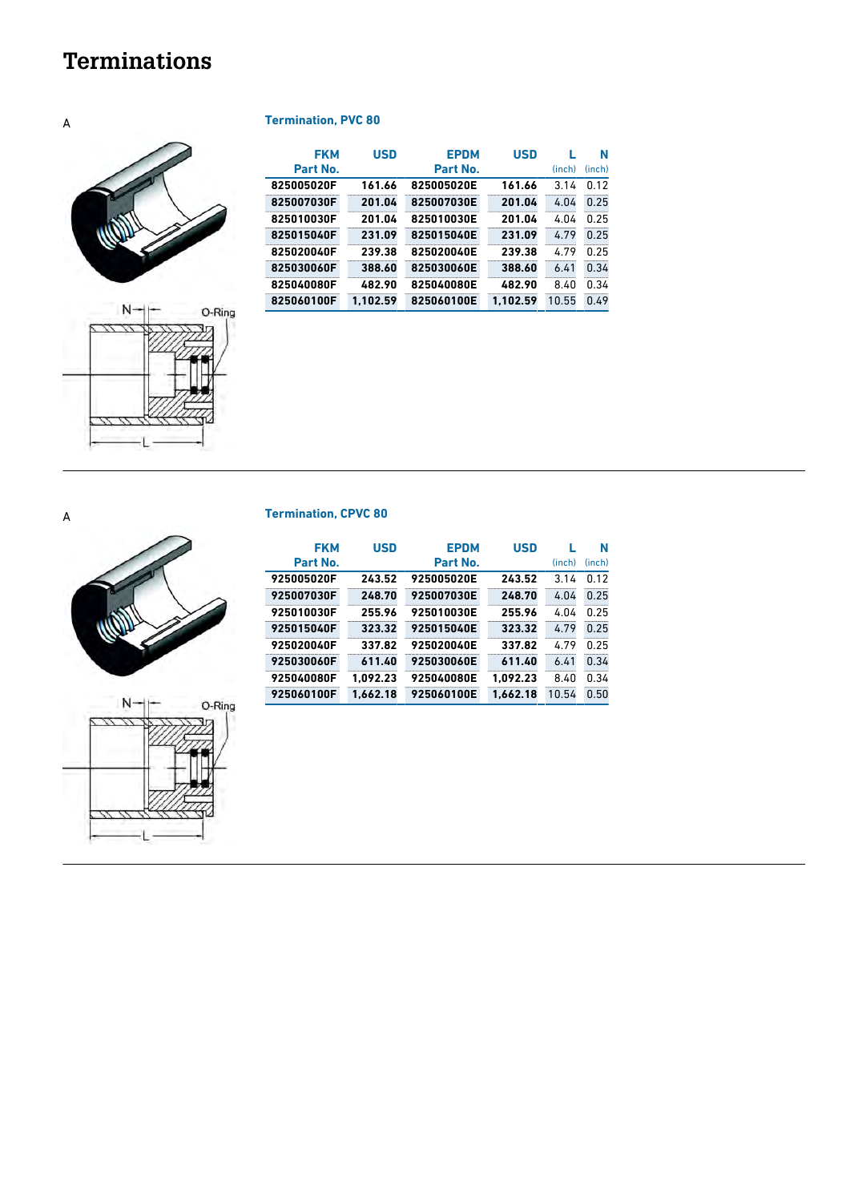# Terminations

A

N O-Ring L

### Termination, PVC 80

| FKM Part No. | USD | EPDM Part No. | USD | L (inch) | N (inch) |
|---|---|---|---|---|---|
| 825005020F | 161.66 | 825005020E | 161.66 | 3.14 | 0.12 |
| 825007030F | 201.04 | 825007030E | 201.04 | 4.04 | 0.25 |
| 825010030F | 201.04 | 825010030E | 201.04 | 4.04 | 0.25 |
| 825015040F | 231.09 | 825015040E | 231.09 | 4.79 | 0.25 |
| 825020040F | 239.38 | 825020040E | 239.38 | 4.79 | 0.25 |
| 825030060F | 388.60 | 825030060E | 388.60 | 6.41 | 0.34 |
| 825040080F | 482.90 | 825040080E | 482.90 | 8.40 | 0.34 |
| 825060100F | 1,102.59 | 825060100E | 1,102.59 | 10.55 | 0.49 |

A

N O-Ring L

### Termination, CPVC 80

| FKM Part No. | USD | EPDM Part No. | USD | L (inch) | N (inch) |
|---|---|---|---|---|---|
| 925005020F | 243.52 | 925005020E | 243.52 | 3.14 | 0.12 |
| 925007030F | 248.70 | 925007030E | 248.70 | 4.04 | 0.25 |
| 925010030F | 255.96 | 925010030E | 255.96 | 4.04 | 0.25 |
| 925015040F | 323.32 | 925015040E | 323.32 | 4.79 | 0.25 |
| 925020040F | 337.82 | 925020040E | 337.82 | 4.79 | 0.25 |
| 925030060F | 611.40 | 925030060E | 611.40 | 6.41 | 0.34 |
| 925040080F | 1,092.23 | 925040080E | 1,092.23 | 8.40 | 0.34 |
| 925060100F | 1,662.18 | 925060100E | 1,662.18 | 10.54 | 0.50 |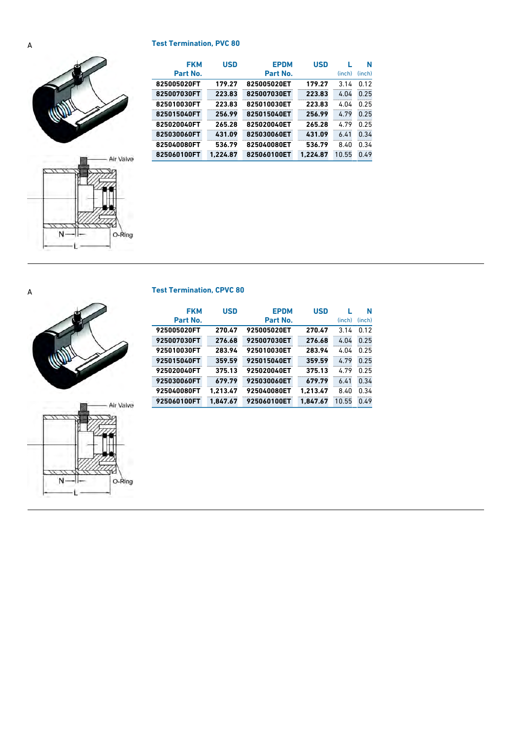A

## Test Termination, PVC 80

| FKM Part No. | USD | EPDM Part No. | USD | L (inch) | N (inch) |
|---|---|---|---|---|---|
| 825005020FT | 179.27 | 825005020ET | 179.27 | 3.14 | 0.12 |
| 825007030FT | 223.83 | 825007030ET | 223.83 | 4.04 | 0.25 |
| 825010030FT | 223.83 | 825010030ET | 223.83 | 4.04 | 0.25 |
| 825015040FT | 256.99 | 825015040ET | 256.99 | 4.79 | 0.25 |
| 825020040FT | 265.28 | 825020040ET | 265.28 | 4.79 | 0.25 |
| 825030060FT | 431.09 | 825030060ET | 431.09 | 6.41 | 0.34 |
| 825040080FT | 536.79 | 825040080ET | 536.79 | 8.40 | 0.34 |
| 825060100FT | 1,224.87 | 825060100ET | 1,224.87 | 10.55 | 0.49 |

Air Valve

O-Ring

N

L

A

## Test Termination, CPVC 80

| FKM Part No. | USD | EPDM Part No. | USD | L (inch) | N (inch) |
|---|---|---|---|---|---|
| 925005020FT | 270.47 | 925005020ET | 270.47 | 3.14 | 0.12 |
| 925007030FT | 276.68 | 925007030ET | 276.68 | 4.04 | 0.25 |
| 925010030FT | 283.94 | 925010030ET | 283.94 | 4.04 | 0.25 |
| 925015040FT | 359.59 | 925015040ET | 359.59 | 4.79 | 0.25 |
| 925020040FT | 375.13 | 925020040ET | 375.13 | 4.79 | 0.25 |
| 925030060FT | 679.79 | 925030060ET | 679.79 | 6.41 | 0.34 |
| 925040080FT | 1,213.47 | 925040080ET | 1,213.47 | 8.40 | 0.34 |
| 925060100FT | 1,847.67 | 925060100ET | 1,847.67 | 10.55 | 0.49 |

Air Valve

O-Ring

N

L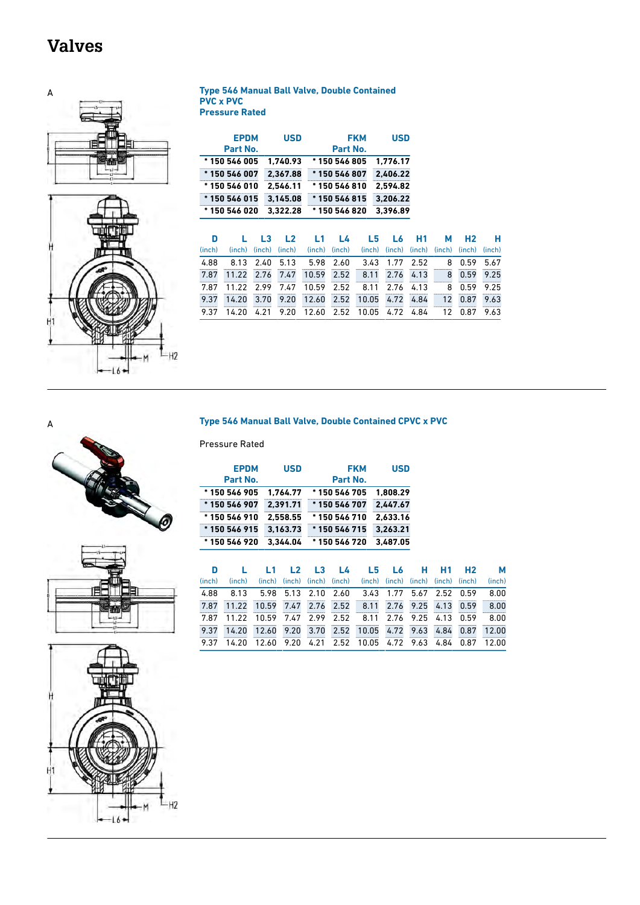# Valves

A

### Type 546 Manual Ball Valve, Double Contained PVC x PVC Pressure Rated

| EPDM Part No. | USD | FKM Part No. | USD |
|---|---|---|---|
| * 150 546 005 | 1,740.93 | * 150 546 805 | 1,776.17 |
| * 150 546 007 | 2,367.88 | * 150 546 807 | 2,406.22 |
| * 150 546 010 | 2,546.11 | * 150 546 810 | 2,594.82 |
| * 150 546 015 | 3,145.08 | * 150 546 815 | 3,206.22 |
| * 150 546 020 | 3,322.28 | * 150 546 820 | 3,396.89 |

| D (inch) | L (inch) | L3 (inch) | L2 (inch) | L1 (inch) | L4 (inch) | L5 (inch) | L6 (inch) | H1 (inch) | M (inch) | H2 (inch) | H (inch) |
|---|---|---|---|---|---|---|---|---|---|---|---|
| 4.88 | 8.13 | 2.40 | 5.13 | 5.98 | 2.60 | 3.43 | 1.77 | 2.52 | 8 | 0.59 | 5.67 |
| 7.87 | 11.22 | 2.76 | 7.47 | 10.59 | 2.52 | 8.11 | 2.76 | 4.13 | 8 | 0.59 | 9.25 |
| 7.87 | 11.22 | 2.99 | 7.47 | 10.59 | 2.52 | 8.11 | 2.76 | 4.13 | 8 | 0.59 | 9.25 |
| 9.37 | 14.20 | 3.70 | 9.20 | 12.60 | 2.52 | 10.05 | 4.72 | 4.84 | 12 | 0.87 | 9.63 |
| 9.37 | 14.20 | 4.21 | 9.20 | 12.60 | 2.52 | 10.05 | 4.72 | 4.84 | 12 | 0.87 | 9.63 |

A

### Type 546 Manual Ball Valve, Double Contained CPVC x PVC

Pressure Rated

| EPDM Part No. | USD | FKM Part No. | USD |
|---|---|---|---|
| * 150 546 905 | 1,764.77 | * 150 546 705 | 1,808.29 |
| * 150 546 907 | 2,391.71 | * 150 546 707 | 2,447.67 |
| * 150 546 910 | 2,558.55 | * 150 546 710 | 2,633.16 |
| * 150 546 915 | 3,163.73 | * 150 546 715 | 3,263.21 |
| * 150 546 920 | 3,344.04 | * 150 546 720 | 3,487.05 |

| D (inch) | L (inch) | L1 (inch) | L2 (inch) | L3 (inch) | L4 (inch) | L5 (inch) | L6 (inch) | H (inch) | H1 (inch) | H2 (inch) | M (inch) |
|---|---|---|---|---|---|---|---|---|---|---|---|
| 4.88 | 8.13 | 5.98 | 5.13 | 2.10 | 2.60 | 3.43 | 1.77 | 5.67 | 2.52 | 0.59 | 8.00 |
| 7.87 | 11.22 | 10.59 | 7.47 | 2.76 | 2.52 | 8.11 | 2.76 | 9.25 | 4.13 | 0.59 | 8.00 |
| 7.87 | 11.22 | 10.59 | 7.47 | 2.99 | 2.52 | 8.11 | 2.76 | 9.25 | 4.13 | 0.59 | 8.00 |
| 9.37 | 14.20 | 12.60 | 9.20 | 3.70 | 2.52 | 10.05 | 4.72 | 9.63 | 4.84 | 0.87 | 12.00 |
| 9.37 | 14.20 | 12.60 | 9.20 | 4.21 | 2.52 | 10.05 | 4.72 | 9.63 | 4.84 | 0.87 | 12.00 |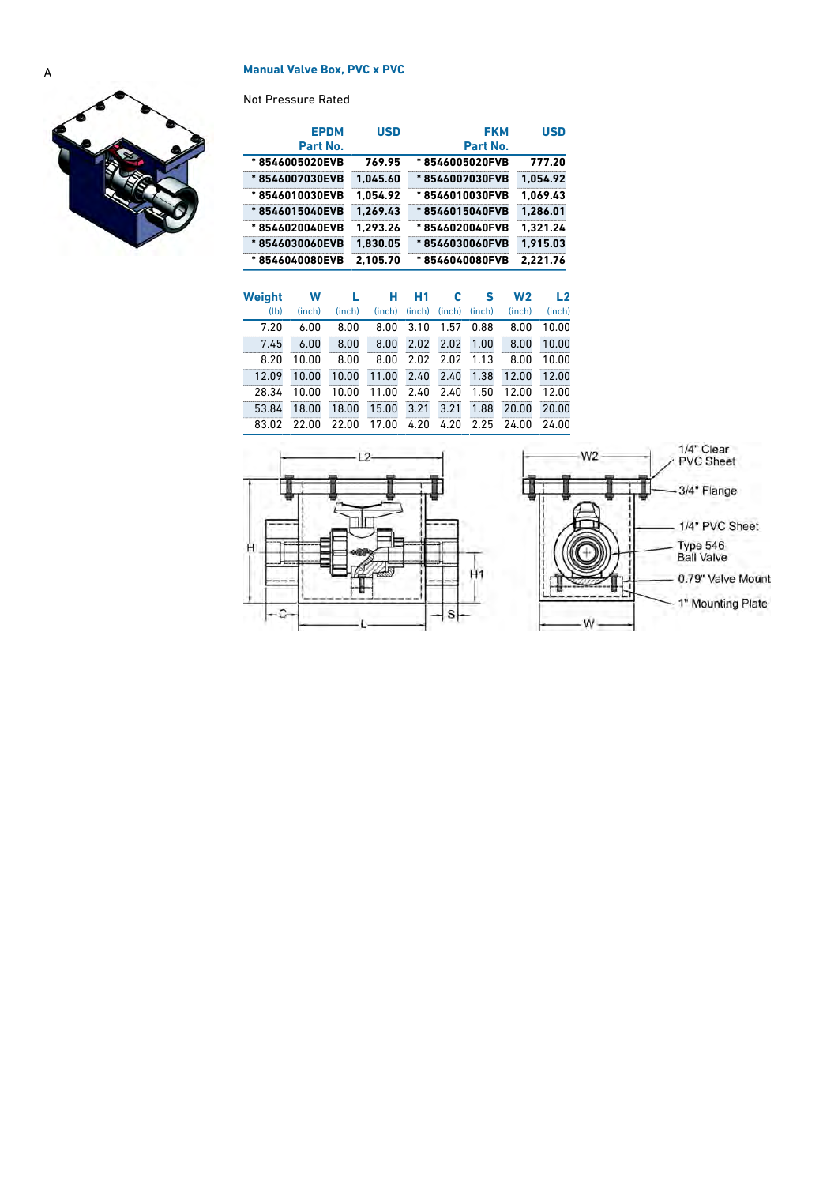A

### Manual Valve Box, PVC x PVC

Not Pressure Rated

| EPDM Part No. | USD | FKM Part No. | USD |
|---|---|---|---|
| * 8546005020EVB | 769.95 | * 8546005020FVB | 777.20 |
| * 8546007030EVB | 1,045.60 | * 8546007030FVB | 1,054.92 |
| * 8546010030EVB | 1,054.92 | * 8546010030FVB | 1,069.43 |
| * 8546015040EVB | 1,269.43 | * 8546015040FVB | 1,286.01 |
| * 8546020040EVB | 1,293.26 | * 8546020040FVB | 1,321.24 |
| * 8546030060EVB | 1,830.05 | * 8546030060FVB | 1,915.03 |
| * 8546040080EVB | 2,105.70 | * 8546040080FVB | 2,221.76 |

| Weight (lb) | W (inch) | L (inch) | H (inch) | H1 (inch) | C (inch) | S (inch) | W2 (inch) | L2 (inch) |
|---|---|---|---|---|---|---|---|---|
| 7.20 | 6.00 | 8.00 | 8.00 | 3.10 | 1.57 | 0.88 | 8.00 | 10.00 |
| 7.45 | 6.00 | 8.00 | 8.00 | 2.02 | 2.02 | 1.00 | 8.00 | 10.00 |
| 8.20 | 10.00 | 8.00 | 8.00 | 2.02 | 2.02 | 1.13 | 8.00 | 10.00 |
| 12.09 | 10.00 | 10.00 | 11.00 | 2.40 | 2.40 | 1.38 | 12.00 | 12.00 |
| 28.34 | 10.00 | 10.00 | 11.00 | 2.40 | 2.40 | 1.50 | 12.00 | 12.00 |
| 53.84 | 18.00 | 18.00 | 15.00 | 3.21 | 3.21 | 1.88 | 20.00 | 20.00 |
| 83.02 | 22.00 | 22.00 | 17.00 | 4.20 | 4.20 | 2.25 | 24.00 | 24.00 |

L2, H, C, L, S, H1, W2, W

1/4" Clear PVC Sheet

3/4" Flange

1/4" PVC Sheet

Type 546 Ball Valve

0.79" Valve Mount

1" Mounting Plate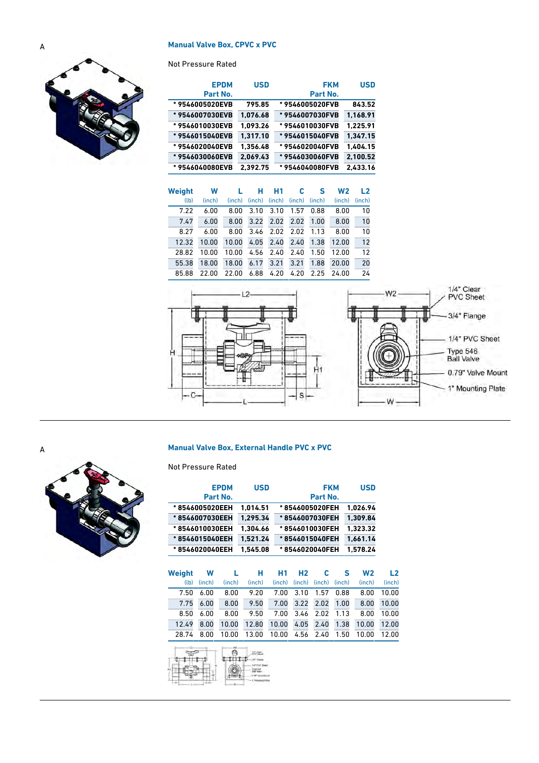A

## Manual Valve Box, CPVC x PVC

Not Pressure Rated

| EPDM Part No. | USD | FKM Part No. | USD |
|---|---|---|---|
| * 9546005020EVB | 795.85 | * 9546005020FVB | 843.52 |
| * 9546007030EVB | 1,076.68 | * 9546007030FVB | 1,168.91 |
| * 9546010030EVB | 1,093.26 | * 9546010030FVB | 1,225.91 |
| * 9546015040EVB | 1,317.10 | * 9546015040FVB | 1,347.15 |
| * 9546020040EVB | 1,356.48 | * 9546020040FVB | 1,404.15 |
| * 9546030060EVB | 2,069.43 | * 9546030060FVB | 2,100.52 |
| * 9546040080EVB | 2,392.75 | * 9546040080FVB | 2,433.16 |

| Weight (lb) | W (inch) | L (inch) | H (inch) | H1 (inch) | C (inch) | S (inch) | W2 (inch) | L2 (inch) |
|---|---|---|---|---|---|---|---|---|
| 7.22 | 6.00 | 8.00 | 3.10 | 3.10 | 1.57 | 0.88 | 8.00 | 10 |
| 7.47 | 6.00 | 8.00 | 3.22 | 2.02 | 2.02 | 1.00 | 8.00 | 10 |
| 8.27 | 6.00 | 8.00 | 3.46 | 2.02 | 2.02 | 1.13 | 8.00 | 10 |
| 12.32 | 10.00 | 10.00 | 4.05 | 2.40 | 2.40 | 1.38 | 12.00 | 12 |
| 28.82 | 10.00 | 10.00 | 4.56 | 2.40 | 2.40 | 1.50 | 12.00 | 12 |
| 55.38 | 18.00 | 18.00 | 6.17 | 3.21 | 3.21 | 1.88 | 20.00 | 20 |
| 85.88 | 22.00 | 22.00 | 6.88 | 4.20 | 4.20 | 2.25 | 24.00 | 24 |

L2, H, H1, C, L, S, W2, W

1/4" Clear PVC Sheet

3/4" Flange

1/4" PVC Sheet

Type 546 Ball Valve

0.79" Valve Mount

1" Mounting Plate

A

## Manual Valve Box, External Handle PVC x PVC

Not Pressure Rated

| EPDM Part No. | USD | FKM Part No. | USD |
|---|---|---|---|
| * 8546005020EEH | 1,014.51 | * 8546005020FEH | 1,026.94 |
| * 8546007030EEH | 1,295.34 | * 8546007030FEH | 1,309.84 |
| * 8546010030EEH | 1,304.66 | * 8546010030FEH | 1,323.32 |
| * 8546015040EEH | 1,521.24 | * 8546015040FEH | 1,661.14 |
| * 8546020040EEH | 1,545.08 | * 8546020040FEH | 1,578.24 |

| Weight (lb) | W (inch) | L (inch) | H (inch) | H1 (inch) | H2 (inch) | C (inch) | S (inch) | W2 (inch) | L2 (inch) |
|---|---|---|---|---|---|---|---|---|---|
| 7.50 | 6.00 | 8.00 | 9.20 | 7.00 | 3.10 | 1.57 | 0.88 | 8.00 | 10.00 |
| 7.75 | 6.00 | 8.00 | 9.50 | 7.00 | 3.22 | 2.02 | 1.00 | 8.00 | 10.00 |
| 8.50 | 6.00 | 8.00 | 9.50 | 7.00 | 3.46 | 2.02 | 1.13 | 8.00 | 10.00 |
| 12.49 | 8.00 | 10.00 | 12.80 | 10.00 | 4.05 | 2.40 | 1.38 | 10.00 | 12.00 |
| 28.74 | 8.00 | 10.00 | 13.00 | 10.00 | 4.56 | 2.40 | 1.50 | 10.00 | 12.00 |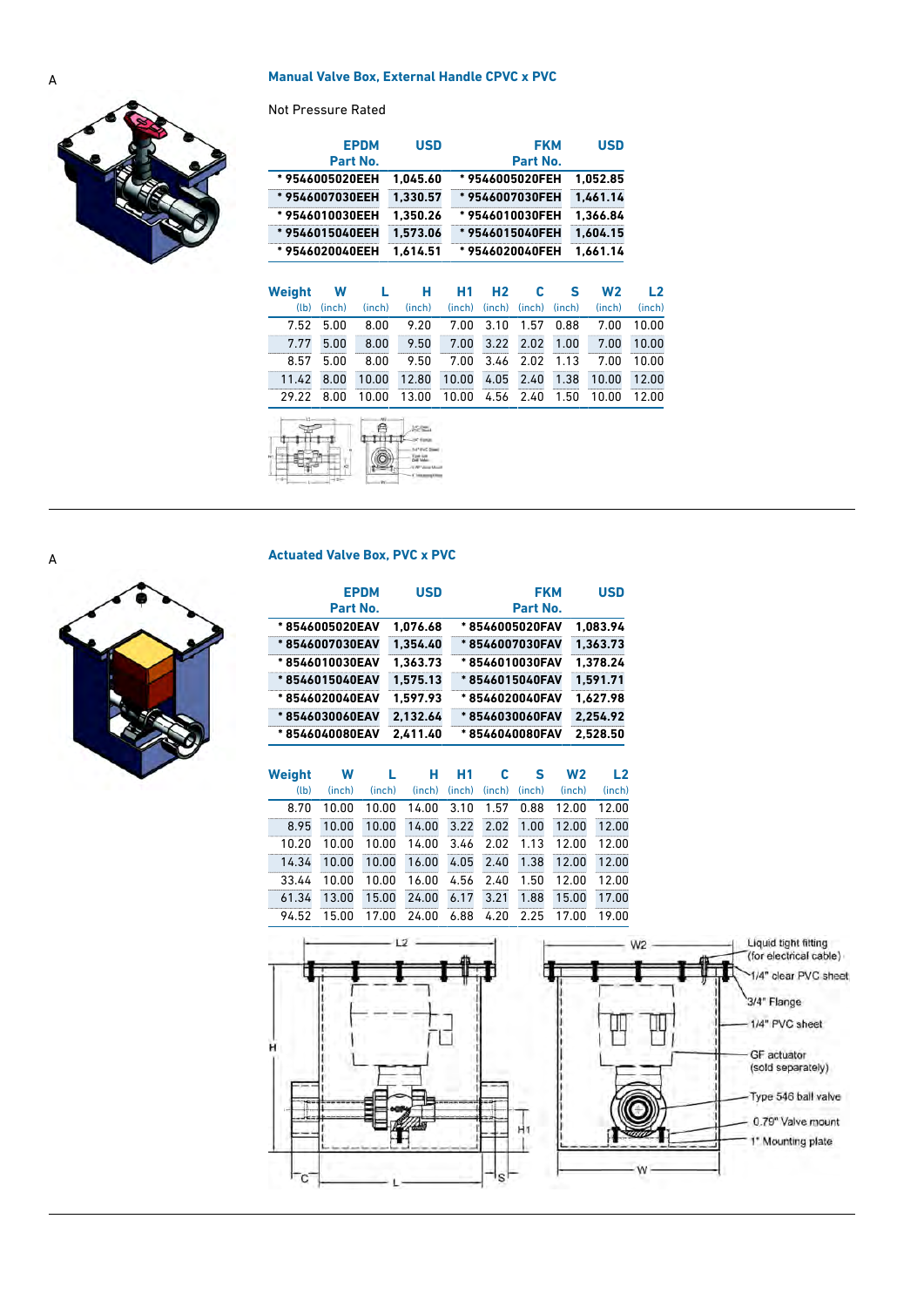A

## Manual Valve Box, External Handle CPVC x PVC

Not Pressure Rated

| EPDM Part No. | USD | FKM Part No. | USD |
|---|---|---|---|
| * 9546005020EEH | 1,045.60 | * 9546005020FEH | 1,052.85 |
| * 9546007030EEH | 1,330.57 | * 9546007030FEH | 1,461.14 |
| * 9546010030EEH | 1,350.26 | * 9546010030FEH | 1,366.84 |
| * 9546015040EEH | 1,573.06 | * 9546015040FEH | 1,604.15 |
| * 9546020040EEH | 1,614.51 | * 9546020040FEH | 1,661.14 |

| Weight (lb) | W (inch) | L (inch) | H (inch) | H1 (inch) | H2 (inch) | C (inch) | S (inch) | W2 (inch) | L2 (inch) |
|---|---|---|---|---|---|---|---|---|---|
| 7.52 | 5.00 | 8.00 | 9.20 | 7.00 | 3.10 | 1.57 | 0.88 | 7.00 | 10.00 |
| 7.77 | 5.00 | 8.00 | 9.50 | 7.00 | 3.22 | 2.02 | 1.00 | 7.00 | 10.00 |
| 8.57 | 5.00 | 8.00 | 9.50 | 7.00 | 3.46 | 2.02 | 1.13 | 7.00 | 10.00 |
| 11.42 | 8.00 | 10.00 | 12.80 | 10.00 | 4.05 | 2.40 | 1.38 | 10.00 | 12.00 |
| 29.22 | 8.00 | 10.00 | 13.00 | 10.00 | 4.56 | 2.40 | 1.50 | 10.00 | 12.00 |

A

## Actuated Valve Box, PVC x PVC

| EPDM Part No. | USD | FKM Part No. | USD |
|---|---|---|---|
| * 8546005020EAV | 1,076.68 | * 8546005020FAV | 1,083.94 |
| * 8546007030EAV | 1,354.40 | * 8546007030FAV | 1,363.73 |
| * 8546010030EAV | 1,363.73 | * 8546010030FAV | 1,378.24 |
| * 8546015040EAV | 1,575.13 | * 8546015040FAV | 1,591.71 |
| * 8546020040EAV | 1,597.93 | * 8546020040FAV | 1,627.98 |
| * 8546030060EAV | 2,132.64 | * 8546030060FAV | 2,254.92 |
| * 8546040080EAV | 2,411.40 | * 8546040080FAV | 2,528.50 |

| Weight (lb) | W (inch) | L (inch) | H (inch) | H1 (inch) | C (inch) | S (inch) | W2 (inch) | L2 (inch) |
|---|---|---|---|---|---|---|---|---|
| 8.70 | 10.00 | 10.00 | 14.00 | 3.10 | 1.57 | 0.88 | 12.00 | 12.00 |
| 8.95 | 10.00 | 10.00 | 14.00 | 3.22 | 2.02 | 1.00 | 12.00 | 12.00 |
| 10.20 | 10.00 | 10.00 | 14.00 | 3.46 | 2.02 | 1.13 | 12.00 | 12.00 |
| 14.34 | 10.00 | 10.00 | 16.00 | 4.05 | 2.40 | 1.38 | 12.00 | 12.00 |
| 33.44 | 10.00 | 10.00 | 16.00 | 4.56 | 2.40 | 1.50 | 12.00 | 12.00 |
| 61.34 | 13.00 | 15.00 | 24.00 | 6.17 | 3.21 | 1.88 | 15.00 | 17.00 |
| 94.52 | 15.00 | 17.00 | 24.00 | 6.88 | 4.20 | 2.25 | 17.00 | 19.00 |

L2, H, H1, C, L, S, W2, W

Liquid tight fitting (for electrical cable)

1/4" clear PVC sheet

3/4" Flange

1/4" PVC sheet

GF actuator (sold separately)

Type 546 ball valve

0.79" Valve mount

1" Mounting plate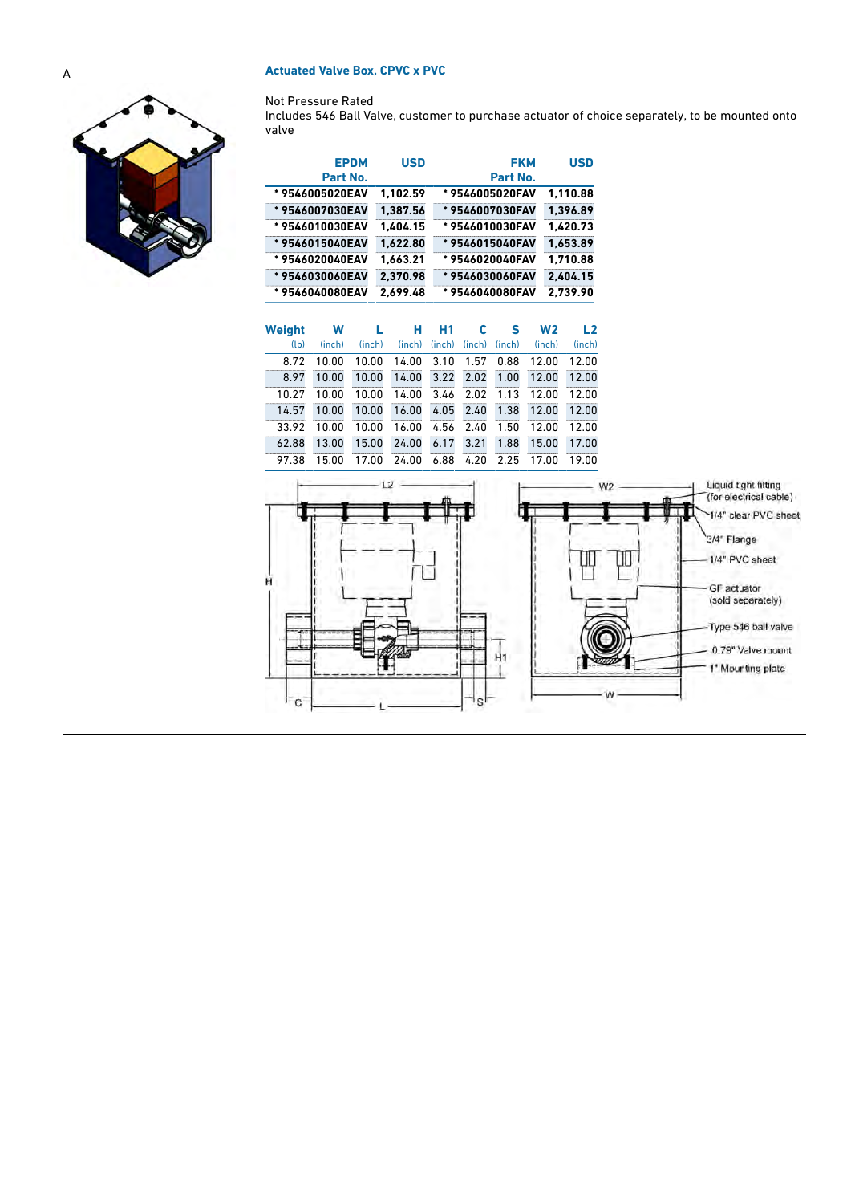A

### Actuated Valve Box, CPVC x PVC

Not Pressure Rated
Includes 546 Ball Valve, customer to purchase actuator of choice separately, to be mounted onto valve

| EPDM Part No. | USD | FKM Part No. | USD |
|---|---|---|---|
| * 9546005020EAV | 1,102.59 | * 9546005020FAV | 1,110.88 |
| * 9546007030EAV | 1,387.56 | * 9546007030FAV | 1,396.89 |
| * 9546010030EAV | 1,404.15 | * 9546010030FAV | 1,420.73 |
| * 9546015040EAV | 1,622.80 | * 9546015040FAV | 1,653.89 |
| * 9546020040EAV | 1,663.21 | * 9546020040FAV | 1,710.88 |
| * 9546030060EAV | 2,370.98 | * 9546030060FAV | 2,404.15 |
| * 9546040080EAV | 2,699.48 | * 9546040080FAV | 2,739.90 |

| Weight (lb) | W (inch) | L (inch) | H (inch) | H1 (inch) | C (inch) | S (inch) | W2 (inch) | L2 (inch) |
|---|---|---|---|---|---|---|---|---|
| 8.72 | 10.00 | 10.00 | 14.00 | 3.10 | 1.57 | 0.88 | 12.00 | 12.00 |
| 8.97 | 10.00 | 10.00 | 14.00 | 3.22 | 2.02 | 1.00 | 12.00 | 12.00 |
| 10.27 | 10.00 | 10.00 | 14.00 | 3.46 | 2.02 | 1.13 | 12.00 | 12.00 |
| 14.57 | 10.00 | 10.00 | 16.00 | 4.05 | 2.40 | 1.38 | 12.00 | 12.00 |
| 33.92 | 10.00 | 10.00 | 16.00 | 4.56 | 2.40 | 1.50 | 12.00 | 12.00 |
| 62.88 | 13.00 | 15.00 | 24.00 | 6.17 | 3.21 | 1.88 | 15.00 | 17.00 |
| 97.38 | 15.00 | 17.00 | 24.00 | 6.88 | 4.20 | 2.25 | 17.00 | 19.00 |

Liquid tight fitting (for electrical cable)
1/4" clear PVC sheet
3/4" Flange
1/4" PVC sheet
GF actuator (sold seperately)
Type 546 ball valve
0.79" Valve mount
1" Mounting plate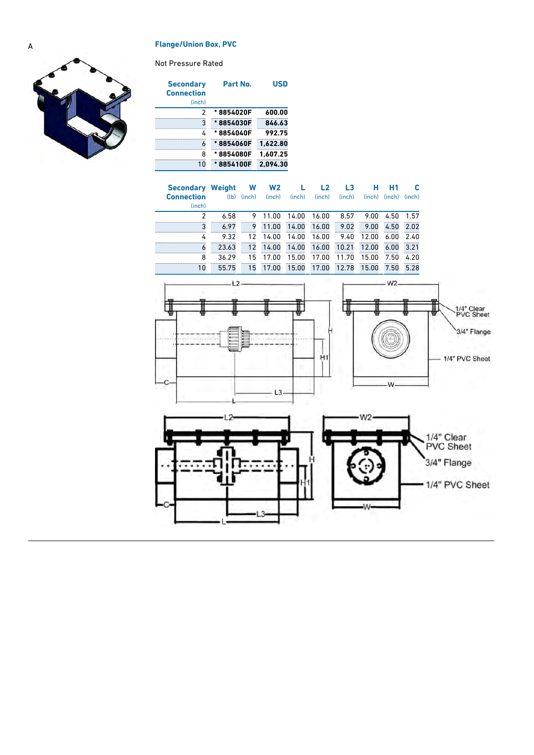A

## Flange/Union Box, PVC

Not Pressure Rated

| Secondary Connection (inch) | Part No. | USD |
|---|---|---|
| 2 | * 8854020F | 600.00 |
| 3 | * 8854030F | 846.63 |
| 4 | * 8854040F | 992.75 |
| 6 | * 8854060F | 1,622.80 |
| 8 | * 8854080F | 1,607.25 |
| 10 | * 8854100F | 2,094.30 |

| Secondary Connection (inch) | Weight (lb) | W (inch) | W2 (inch) | L (inch) | L2 (inch) | L3 (inch) | H (inch) | H1 (inch) | C (inch) |
|---|---|---|---|---|---|---|---|---|---|
| 2 | 6.58 | 9 | 11.00 | 14.00 | 16.00 | 8.57 | 9.00 | 4.50 | 1.57 |
| 3 | 6.97 | 9 | 11.00 | 14.00 | 16.00 | 9.02 | 9.00 | 4.50 | 2.02 |
| 4 | 9.32 | 12 | 14.00 | 14.00 | 16.00 | 9.40 | 12.00 | 6.00 | 2.40 |
| 6 | 23.63 | 12 | 14.00 | 14.00 | 16.00 | 10.21 | 12.00 | 6.00 | 3.21 |
| 8 | 36.29 | 15 | 17.00 | 15.00 | 17.00 | 11.70 | 15.00 | 7.50 | 4.20 |
| 10 | 55.75 | 15 | 17.00 | 15.00 | 17.00 | 12.78 | 15.00 | 7.50 | 5.28 |

L2, W2, H, H1, C, L3, L, W

1/4" Clear PVC Sheet

3/4" Flange

1/4" PVC Sheet

L2, W2, H, H1, C, L3, L, W

1/4" Clear PVC Sheet

3/4" Flange

1/4" PVC Sheet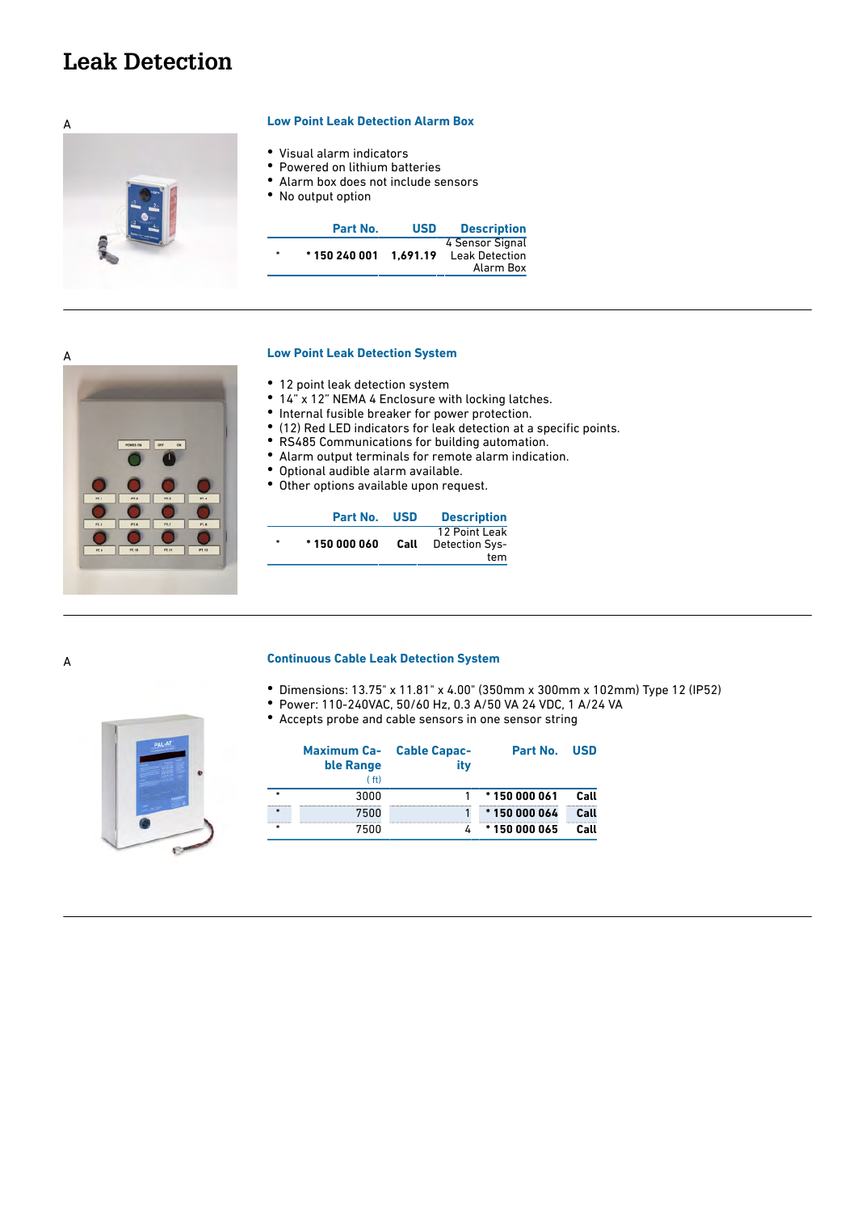# Leak Detection

A

### Low Point Leak Detection Alarm Box

- Visual alarm indicators
- Powered on lithium batteries
- Alarm box does not include sensors
- No output option

| | Part No. | USD | Description |
|---|---|---|---|
| • | * 150 240 001 | 1,691.19 | 4 Sensor Signal Leak Detection Alarm Box |

A

### Low Point Leak Detection System

- 12 point leak detection system
- 14" x 12" NEMA 4 Enclosure with locking latches.
- Internal fusible breaker for power protection.
- (12) Red LED indicators for leak detection at a specific points.
- RS485 Communications for building automation.
- Alarm output terminals for remote alarm indication.
- Optional audible alarm available.
- Other options available upon request.

| | Part No. | USD | Description |
|---|---|---|---|
| • | * 150 000 060 | Call | 12 Point Leak Detection System |

A

### Continuous Cable Leak Detection System

- Dimensions: 13.75" x 11.81" x 4.00" (350mm x 300mm x 102mm) Type 12 (IP52)
- Power: 110-240VAC, 50/60 Hz, 0.3 A/50 VA 24 VDC, 1 A/24 VA
- Accepts probe and cable sensors in one sensor string

| | Maximum Cable Range (ft) | Cable Capacity | Part No. | USD |
|---|---|---|---|---|
| • | 3000 | 1 | * 150 000 061 | Call |
| • | 7500 | 1 | * 150 000 064 | Call |
| • | 7500 | 4 | * 150 000 065 | Call |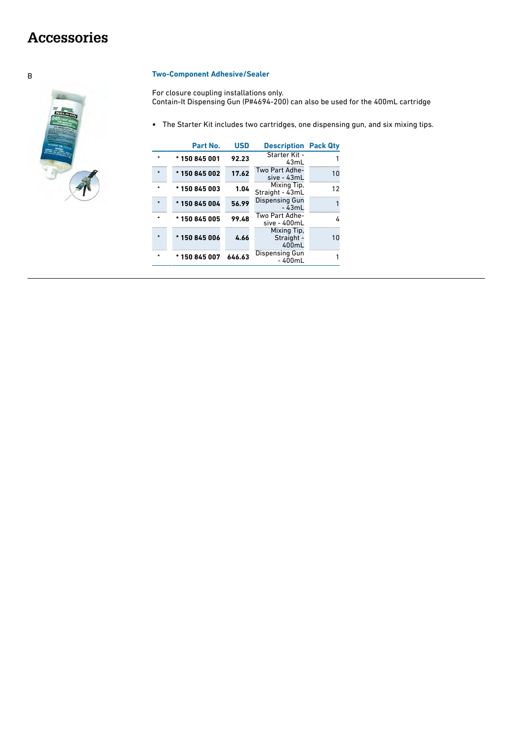# Accessories

B

### Two-Component Adhesive/Sealer

For closure coupling installations only.
Contain-It Dispensing Gun (P#4694-200) can also be used for the 400mL cartridge

- The Starter Kit includes two cartridges, one dispensing gun, and six mixing tips.

| | Part No. | USD | Description | Pack Qty |
|---|---|---|---|---|
| * | * 150 845 001 | 92.23 | Starter Kit - 43mL | 1 |
| * | * 150 845 002 | 17.62 | Two Part Adhesive - 43mL | 10 |
| * | * 150 845 003 | 1.04 | Mixing Tip, Straight - 43mL | 12 |
| * | * 150 845 004 | 56.99 | Dispensing Gun - 43mL | 1 |
| * | * 150 845 005 | 99.48 | Two Part Adhesive - 400mL | 4 |
| * | * 150 845 006 | 4.66 | Mixing Tip, Straight - 400mL | 10 |
| * | * 150 845 007 | 646.63 | Dispensing Gun - 400mL | 1 |